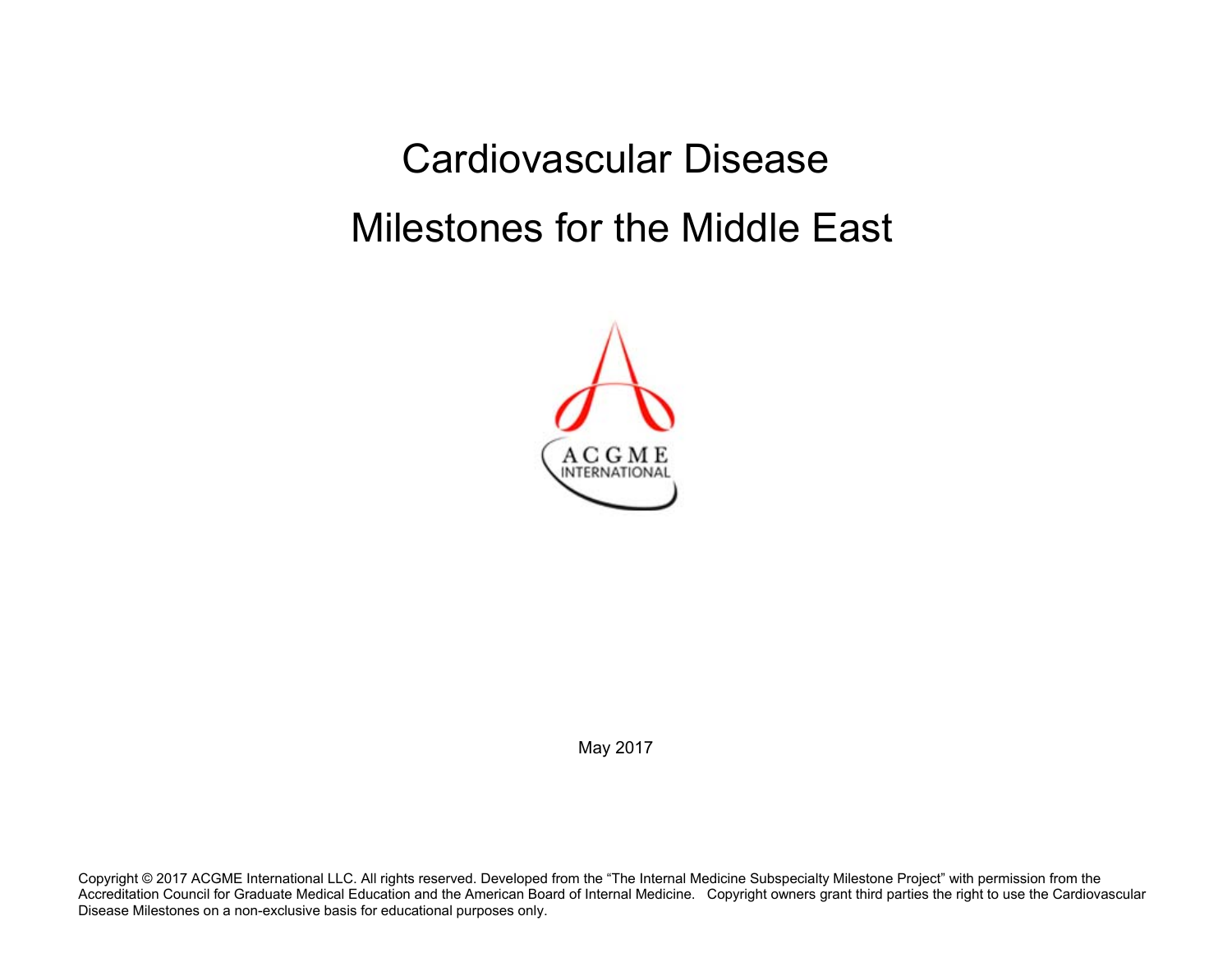# Cardiovascular Disease

# Milestones for the Middle East

May 2017

Copyright © 2017 ACGME International LLC. All rights reserved. Developed from the "The Internal Medicine Subspecialty Milestone Project" with permission from the Accreditation Council for Graduate Medical Education and the American Board of Internal Medicine. Copyright owners grant third parties the right to use the Cardiovascular Disease Milestones on a non-exclusive basis for educational purposes only.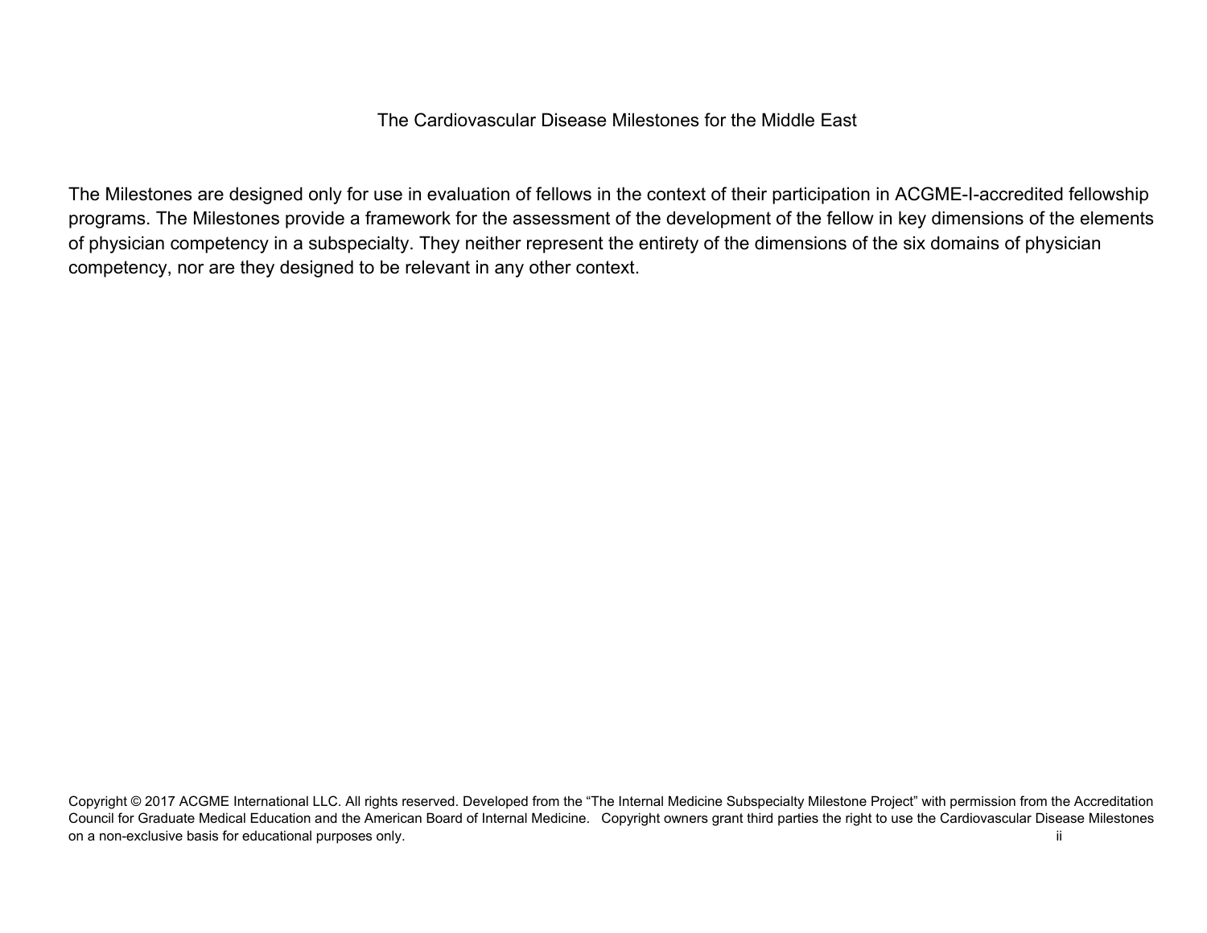The Cardiovascular Disease Milestones for the Middle East

The Milestones are designed only for use in evaluation of fellows in the context of their participation in ACGME-I-accredited fellowship programs. The Milestones provide a framework for the assessment of the development of the fellow in key dimensions of the elements of physician competency in a subspecialty. They neither represent the entirety of the dimensions of the six domains of physician competency, nor are they designed to be relevant in any other context.

Copyright © 2017 ACGME International LLC. All rights reserved. Developed from the "The Internal Medicine Subspecialty Milestone Project" with permission from the Accreditation Council for Graduate Medical Education and the American Board of Internal Medicine. Copyright owners grant third parties the right to use the Cardiovascular Disease Milestones on a non-exclusive basis for educational purposes only.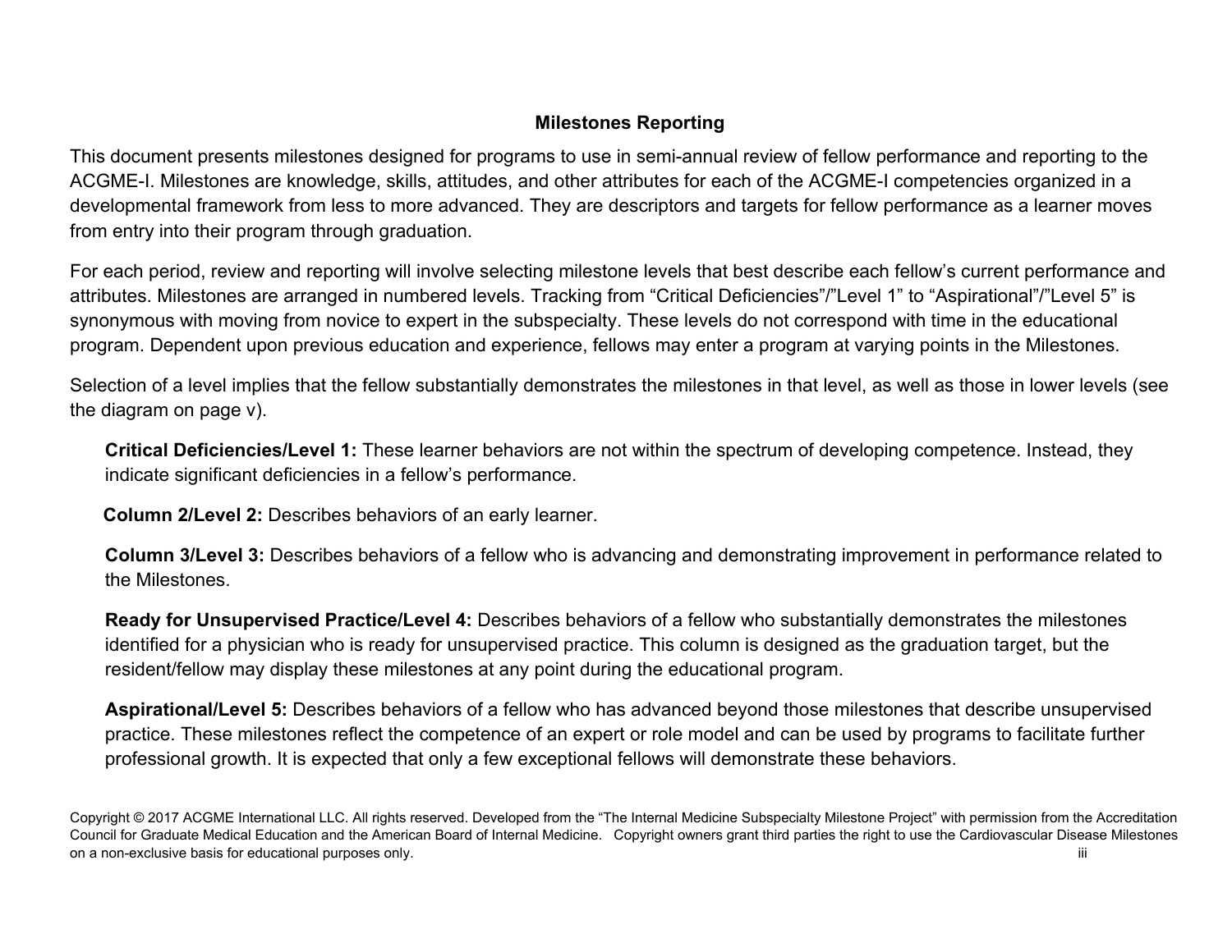## Milestones Reporting

This document presents milestones designed for programs to use in semi-annual review of fellow performance and reporting to the ACGME-I. Milestones are knowledge, skills, attitudes, and other attributes for each of the ACGME-I competencies organized in a developmental framework from less to more advanced. They are descriptors and targets for fellow performance as a learner moves from entry into their program through graduation.

For each period, review and reporting will involve selecting milestone levels that best describe each fellow's current performance and attributes. Milestones are arranged in numbered levels. Tracking from "Critical Deficiencies"/"Level 1" to "Aspirational"/"Level 5" is synonymous with moving from novice to expert in the subspecialty. These levels do not correspond with time in the educational program. Dependent upon previous education and experience, fellows may enter a program at varying points in the Milestones.

Selection of a level implies that the fellow substantially demonstrates the milestones in that level, as well as those in lower levels (see the diagram on page v).

**Critical Deficiencies/Level 1:** These learner behaviors are not within the spectrum of developing competence. Instead, they indicate significant deficiencies in a fellow's performance.

**Column 2/Level 2:** Describes behaviors of an early learner.

**Column 3/Level 3:** Describes behaviors of a fellow who is advancing and demonstrating improvement in performance related to the Milestones.

**Ready for Unsupervised Practice/Level 4:** Describes behaviors of a fellow who substantially demonstrates the milestones identified for a physician who is ready for unsupervised practice. This column is designed as the graduation target, but the resident/fellow may display these milestones at any point during the educational program.

**Aspirational/Level 5:** Describes behaviors of a fellow who has advanced beyond those milestones that describe unsupervised practice. These milestones reflect the competence of an expert or role model and can be used by programs to facilitate further professional growth. It is expected that only a few exceptional fellows will demonstrate these behaviors.

Copyright © 2017 ACGME International LLC. All rights reserved. Developed from the "The Internal Medicine Subspecialty Milestone Project" with permission from the Accreditation Council for Graduate Medical Education and the American Board of Internal Medicine. Copyright owners grant third parties the right to use the Cardiovascular Disease Milestones on a non-exclusive basis for educational purposes only.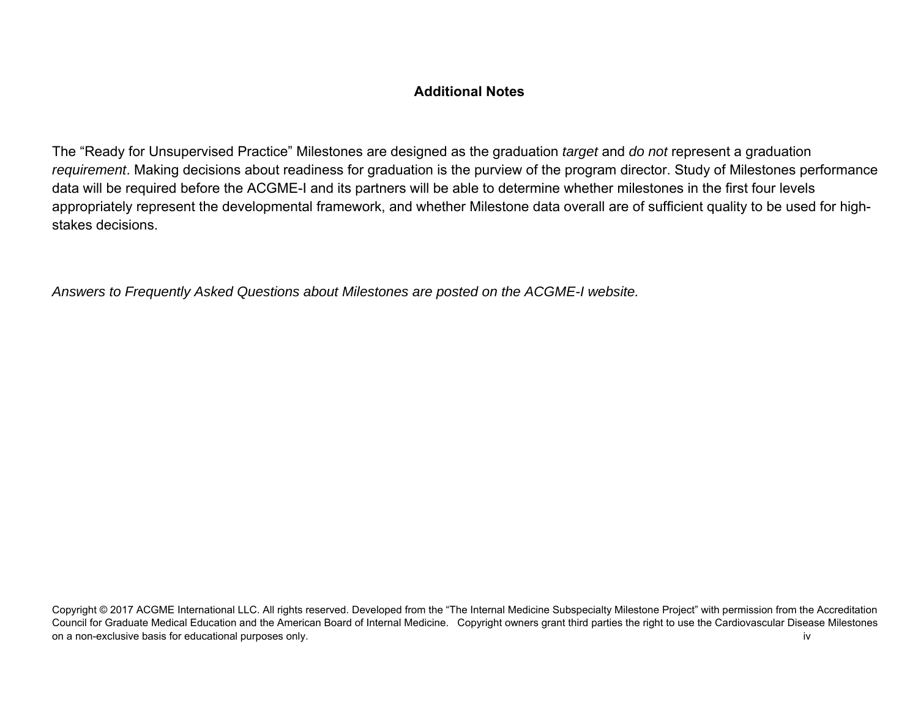## Additional Notes

The "Ready for Unsupervised Practice" Milestones are designed as the graduation *target* and *do not* represent a graduation *requirement*. Making decisions about readiness for graduation is the purview of the program director. Study of Milestones performance data will be required before the ACGME-I and its partners will be able to determine whether milestones in the first four levels appropriately represent the developmental framework, and whether Milestone data overall are of sufficient quality to be used for high-stakes decisions.

*Answers to Frequently Asked Questions about Milestones are posted on the ACGME-I website.*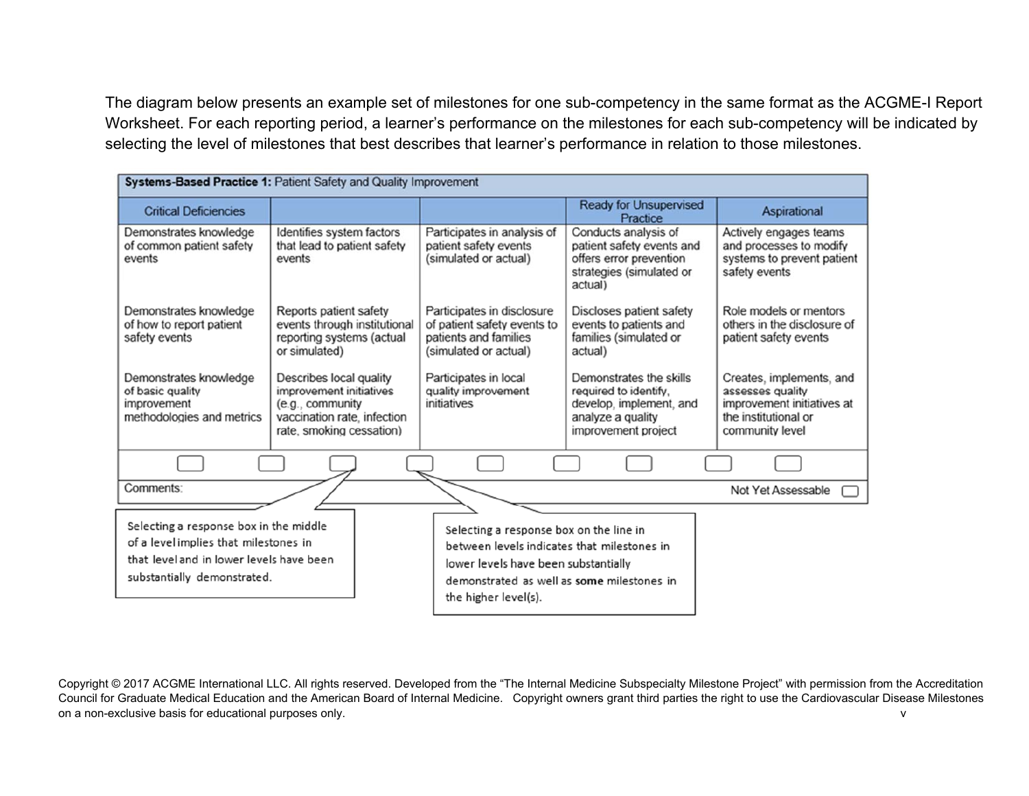The diagram below presents an example set of milestones for one sub-competency in the same format as the ACGME-I Report Worksheet. For each reporting period, a learner's performance on the milestones for each sub-competency will be indicated by selecting the level of milestones that best describes that learner's performance in relation to those milestones.

| **Systems-Based Practice 1:** Patient Safety and Quality Improvement | | | | |
|---|---|---|---|---|
| Critical Deficiencies | | | Ready for Unsupervised Practice | Aspirational |
| Demonstrates knowledge of common patient safety events<br><br>Demonstrates knowledge of how to report patient safety events<br><br>Demonstrates knowledge of basic quality improvement methodologies and metrics | Identifies system factors that lead to patient safety events<br><br>Reports patient safety events through institutional reporting systems (actual or simulated)<br><br>Describes local quality improvement initiatives (e.g., community vaccination rate, infection rate, smoking cessation) | Participates in analysis of patient safety events (simulated or actual)<br><br>Participates in disclosure of patient safety events to patients and families (simulated or actual)<br><br>Participates in local quality improvement initiatives | Conducts analysis of patient safety events and offers error prevention strategies (simulated or actual)<br><br>Discloses patient safety events to patients and families (simulated or actual)<br><br>Demonstrates the skills required to identify, develop, implement, and analyze a quality improvement project | Actively engages teams and processes to modify systems to prevent patient safety events<br><br>Role models or mentors others in the disclosure of patient safety events<br><br>Creates, implements, and assesses quality improvement initiatives at the institutional or community level |
| ☐ | ☐ ☐ ☐ | ☐ ☐ ☐ | ☐ ☐ | ☐ |
| Comments: | | | | Not Yet Assessable ☐ |

Selecting a response box in the middle of a level implies that milestones in that level and in lower levels have been substantially demonstrated.

Selecting a response box on the line in between levels indicates that milestones in lower levels have been substantially demonstrated as well as **some** milestones in the higher level(s).

Copyright © 2017 ACGME International LLC. All rights reserved. Developed from the "The Internal Medicine Subspecialty Milestone Project" with permission from the Accreditation Council for Graduate Medical Education and the American Board of Internal Medicine. Copyright owners grant third parties the right to use the Cardiovascular Disease Milestones on a non-exclusive basis for educational purposes only.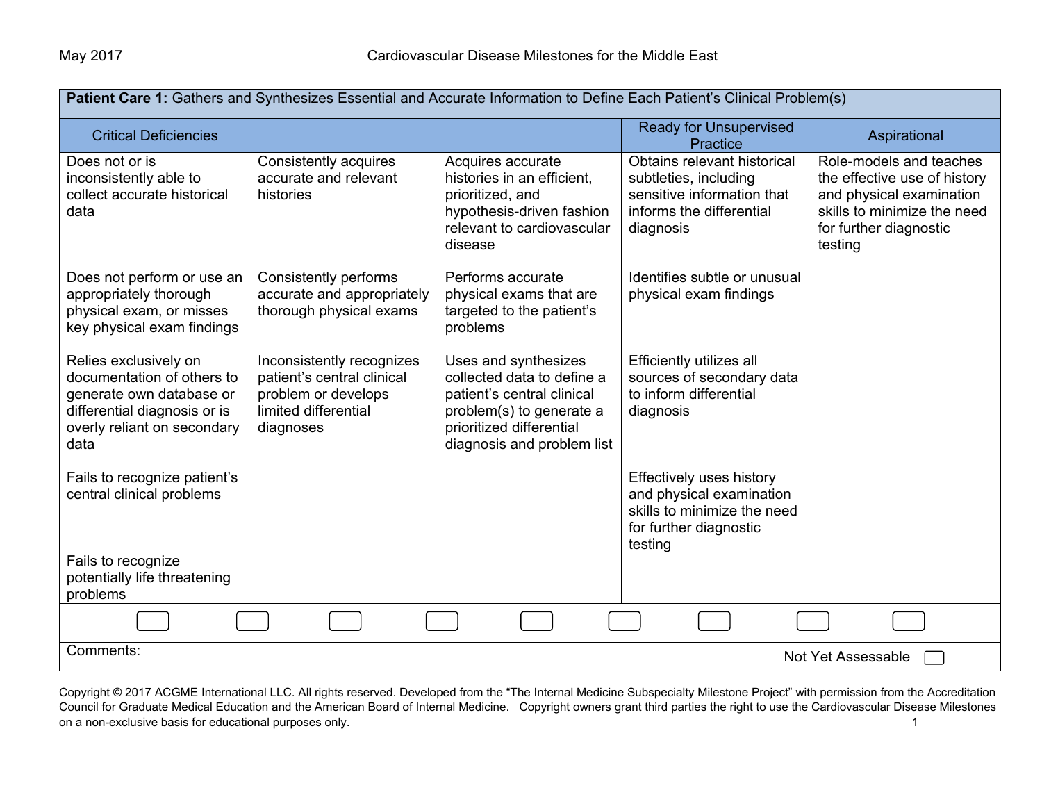| **Patient Care 1:** Gathers and Synthesizes Essential and Accurate Information to Define Each Patient's Clinical Problem(s) | | | | |
|---|---|---|---|---|
| Critical Deficiencies | | | Ready for Unsupervised Practice | Aspirational |
| Does not or is inconsistently able to collect accurate historical data | Consistently acquires accurate and relevant histories | Acquires accurate histories in an efficient, prioritized, and hypothesis-driven fashion relevant to cardiovascular disease | Obtains relevant historical subtleties, including sensitive information that informs the differential diagnosis | Role-models and teaches the effective use of history and physical examination skills to minimize the need for further diagnostic testing |
| Does not perform or use an appropriately thorough physical exam, or misses key physical exam findings | Consistently performs accurate and appropriately thorough physical exams | Performs accurate physical exams that are targeted to the patient's problems | Identifies subtle or unusual physical exam findings | |
| Relies exclusively on documentation of others to generate own database or differential diagnosis or is overly reliant on secondary data | Inconsistently recognizes patient's central clinical problem or develops limited differential diagnoses | Uses and synthesizes collected data to define a patient's central clinical problem(s) to generate a prioritized differential diagnosis and problem list | Efficiently utilizes all sources of secondary data to inform differential diagnosis | |
| Fails to recognize patient's central clinical problems | | | Effectively uses history and physical examination skills to minimize the need for further diagnostic testing | |
| Fails to recognize potentially life threatening problems | | | | |

Comments:

Not Yet Assessable ☐

Copyright © 2017 ACGME International LLC. All rights reserved. Developed from the "The Internal Medicine Subspecialty Milestone Project" with permission from the Accreditation Council for Graduate Medical Education and the American Board of Internal Medicine. Copyright owners grant third parties the right to use the Cardiovascular Disease Milestones on a non-exclusive basis for educational purposes only.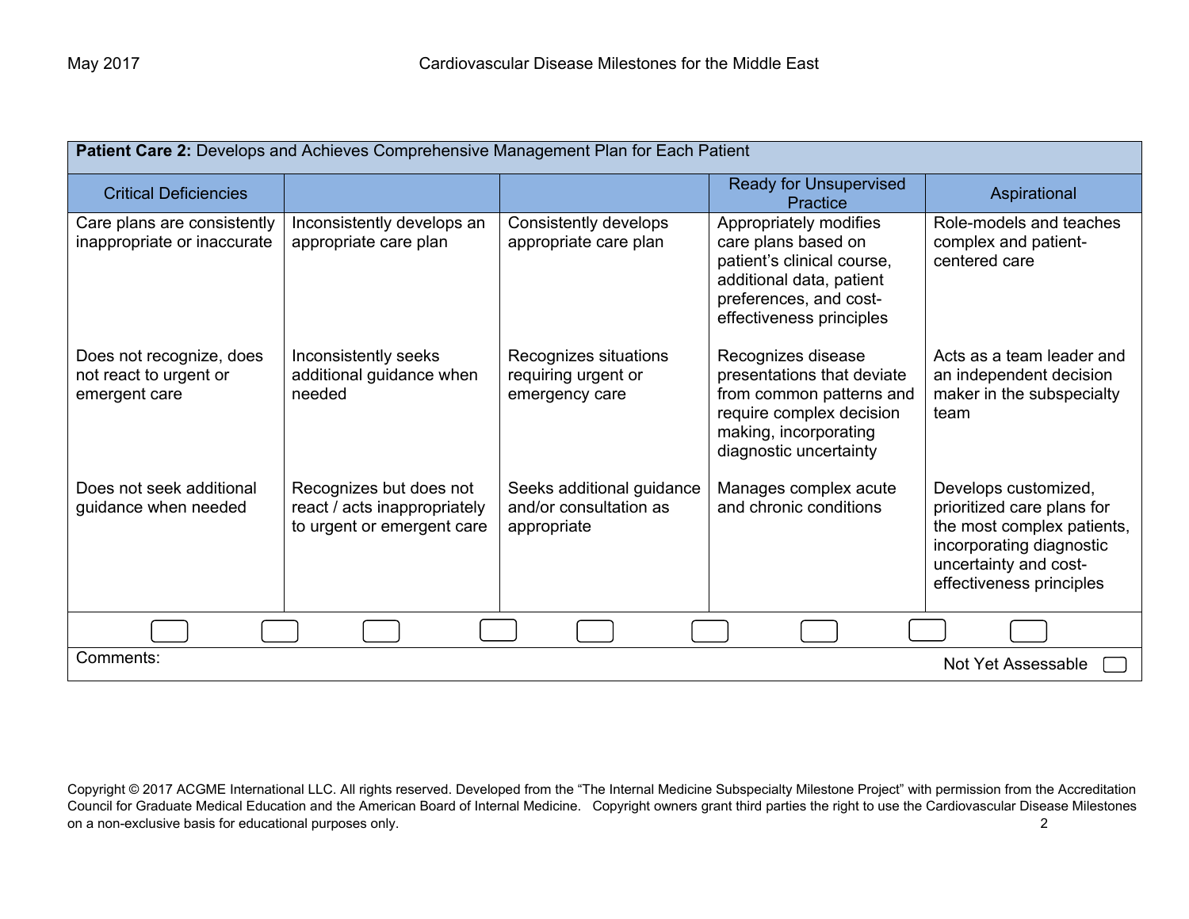**Patient Care 2:** Develops and Achieves Comprehensive Management Plan for Each Patient

| Critical Deficiencies | | | Ready for Unsupervised Practice | Aspirational |
|---|---|---|---|---|
| Care plans are consistently inappropriate or inaccurate<br><br>Does not recognize, does not react to urgent or emergent care<br><br>Does not seek additional guidance when needed | Inconsistently develops an appropriate care plan<br><br>Inconsistently seeks additional guidance when needed<br><br>Recognizes but does not react / acts inappropriately to urgent or emergent care | Consistently develops appropriate care plan<br><br>Recognizes situations requiring urgent or emergency care<br><br>Seeks additional guidance and/or consultation as appropriate | Appropriately modifies care plans based on patient's clinical course, additional data, patient preferences, and cost-effectiveness principles<br><br>Recognizes disease presentations that deviate from common patterns and require complex decision making, incorporating diagnostic uncertainty<br><br>Manages complex acute and chronic conditions | Role-models and teaches complex and patient-centered care<br><br>Acts as a team leader and an independent decision maker in the subspecialty team<br><br>Develops customized, prioritized care plans for the most complex patients, incorporating diagnostic uncertainty and cost-effectiveness principles |

Comments:

Not Yet Assessable ☐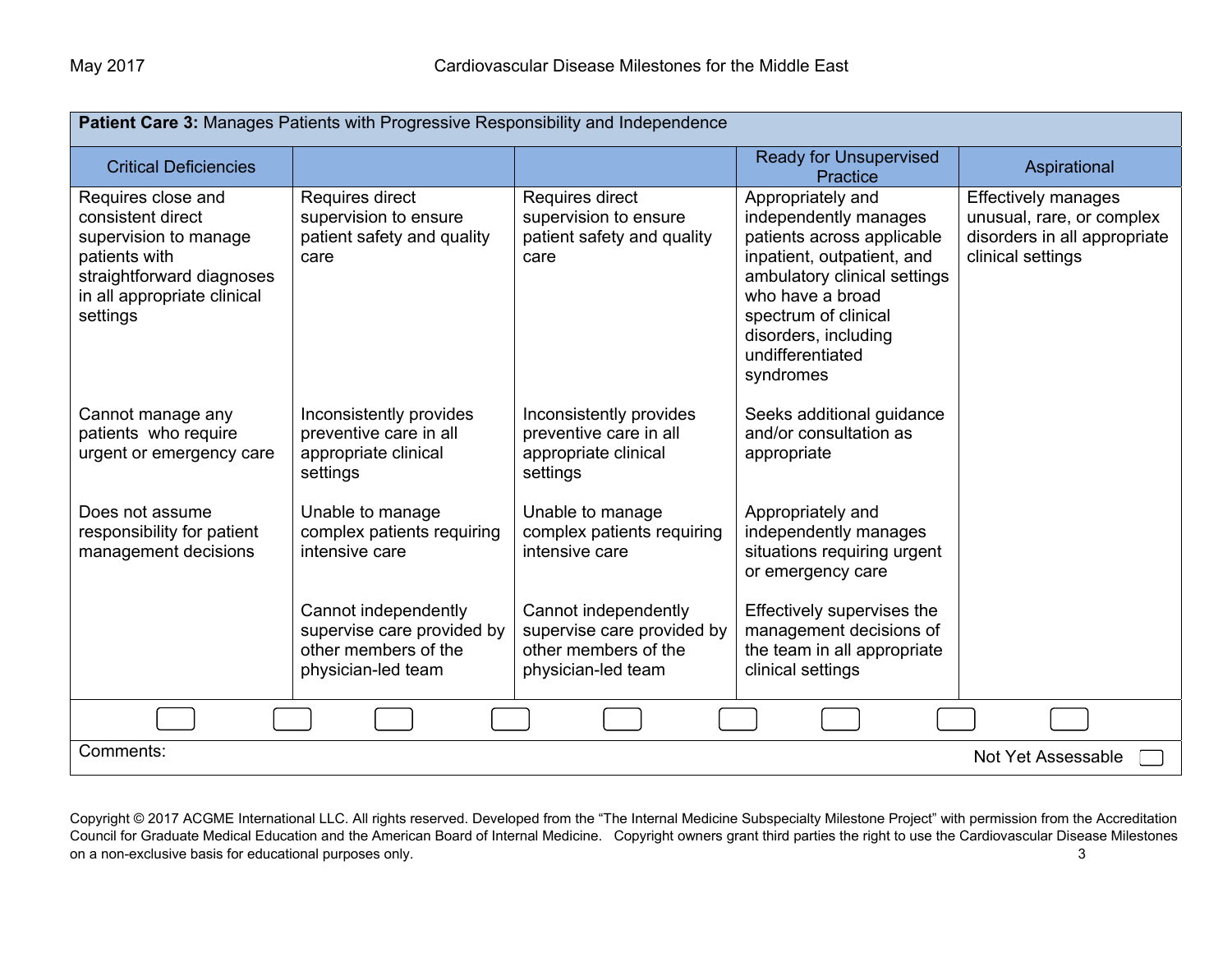| **Patient Care 3:** Manages Patients with Progressive Responsibility and Independence | | | | |
|---|---|---|---|---|
| Critical Deficiencies | | | Ready for Unsupervised Practice | Aspirational |
| Requires close and consistent direct supervision to manage patients with straightforward diagnoses in all appropriate clinical settings<br><br>Cannot manage any patients who require urgent or emergency care<br><br>Does not assume responsibility for patient management decisions | Requires direct supervision to ensure patient safety and quality care<br><br>Inconsistently provides preventive care in all appropriate clinical settings<br><br>Unable to manage complex patients requiring intensive care<br><br>Cannot independently supervise care provided by other members of the physician-led team | Requires direct supervision to ensure patient safety and quality care<br><br>Inconsistently provides preventive care in all appropriate clinical settings<br><br>Unable to manage complex patients requiring intensive care<br><br>Cannot independently supervise care provided by other members of the physician-led team | Appropriately and independently manages patients across applicable inpatient, outpatient, and ambulatory clinical settings who have a broad spectrum of clinical disorders, including undifferentiated syndromes<br><br>Seeks additional guidance and/or consultation as appropriate<br><br>Appropriately and independently manages situations requiring urgent or emergency care<br><br>Effectively supervises the management decisions of the team in all appropriate clinical settings | Effectively manages unusual, rare, or complex disorders in all appropriate clinical settings |

Comments:

Not Yet Assessable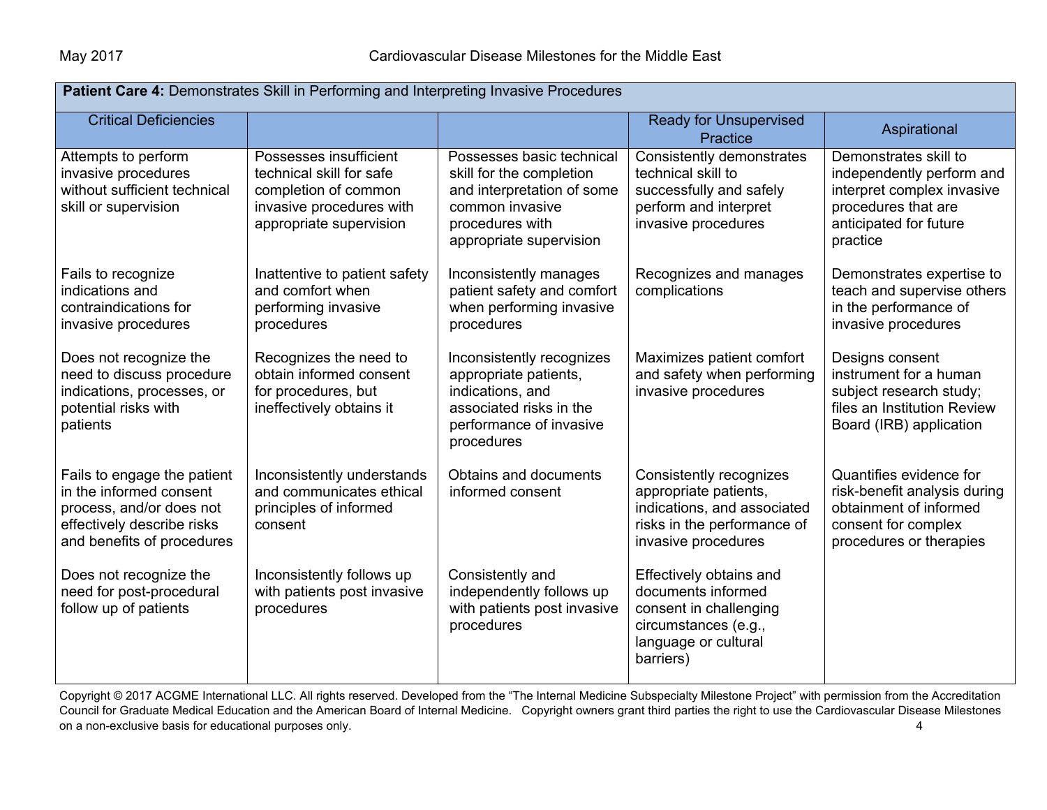| **Patient Care 4:** Demonstrates Skill in Performing and Interpreting Invasive Procedures | | | | |
|---|---|---|---|---|
| Critical Deficiencies | | | Ready for Unsupervised Practice | Aspirational |
| Attempts to perform invasive procedures without sufficient technical skill or supervision<br><br>Fails to recognize indications and contraindications for invasive procedures<br><br>Does not recognize the need to discuss procedure indications, processes, or potential risks with patients<br><br>Fails to engage the patient in the informed consent process, and/or does not effectively describe risks and benefits of procedures<br><br>Does not recognize the need for post-procedural follow up of patients | Possesses insufficient technical skill for safe completion of common invasive procedures with appropriate supervision<br><br>Inattentive to patient safety and comfort when performing invasive procedures<br><br>Recognizes the need to obtain informed consent for procedures, but ineffectively obtains it<br><br>Inconsistently understands and communicates ethical principles of informed consent<br><br>Inconsistently follows up with patients post invasive procedures | Possesses basic technical skill for the completion and interpretation of some common invasive procedures with appropriate supervision<br><br>Inconsistently manages patient safety and comfort when performing invasive procedures<br><br>Inconsistently recognizes appropriate patients, indications, and associated risks in the performance of invasive procedures<br><br>Obtains and documents informed consent<br><br>Consistently and independently follows up with patients post invasive procedures | Consistently demonstrates technical skill to successfully and safely perform and interpret invasive procedures<br><br>Recognizes and manages complications<br><br>Maximizes patient comfort and safety when performing invasive procedures<br><br>Consistently recognizes appropriate patients, indications, and associated risks in the performance of invasive procedures<br><br>Effectively obtains and documents informed consent in challenging circumstances (e.g., language or cultural barriers) | Demonstrates skill to independently perform and interpret complex invasive procedures that are anticipated for future practice<br><br>Demonstrates expertise to teach and supervise others in the performance of invasive procedures<br><br>Designs consent instrument for a human subject research study; files an Institution Review Board (IRB) application<br><br>Quantifies evidence for risk-benefit analysis during obtainment of informed consent for complex procedures or therapies |

Copyright © 2017 ACGME International LLC. All rights reserved. Developed from the "The Internal Medicine Subspecialty Milestone Project" with permission from the Accreditation Council for Graduate Medical Education and the American Board of Internal Medicine. Copyright owners grant third parties the right to use the Cardiovascular Disease Milestones on a non-exclusive basis for educational purposes only.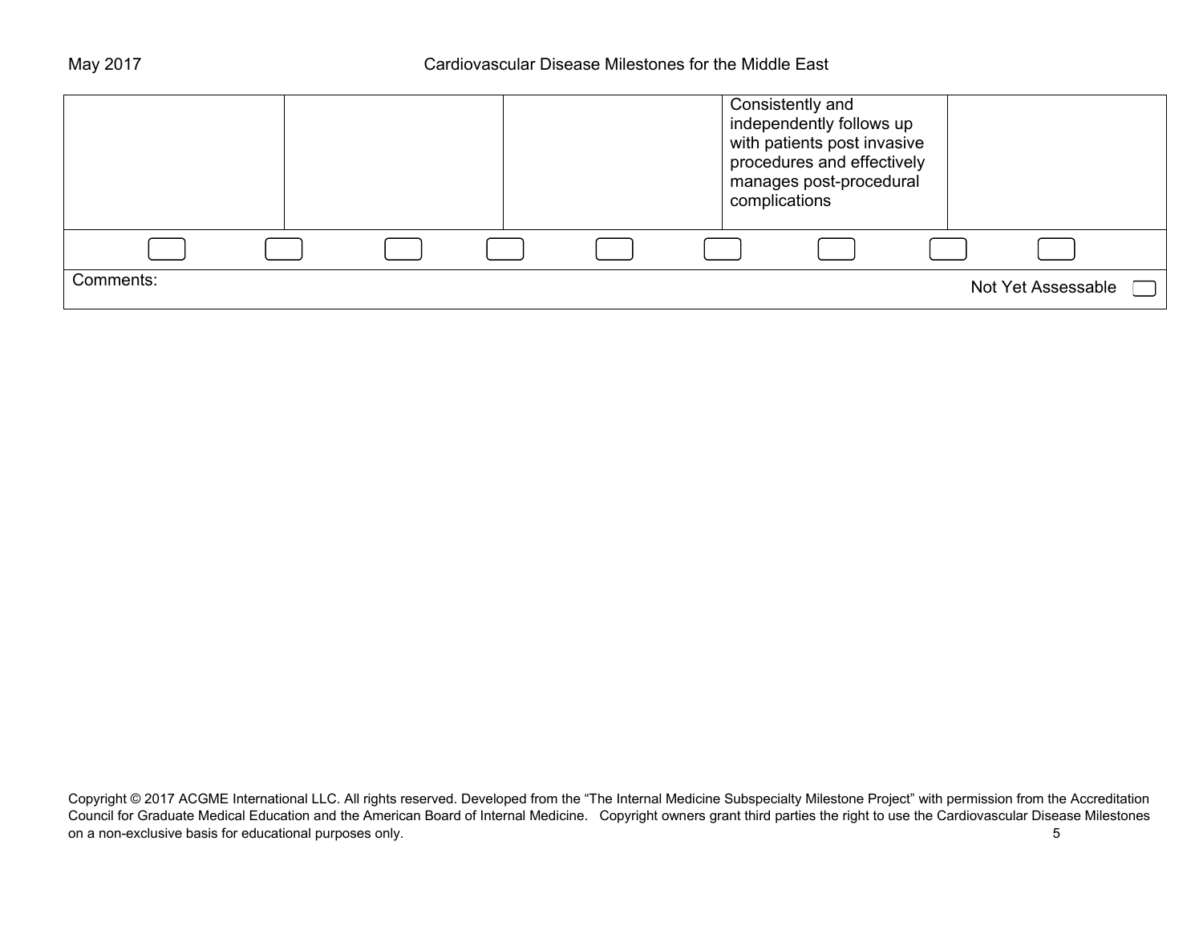| | | | | |
|---|---|---|---|---|
| | | | Consistently and independently follows up with patients post invasive procedures and effectively manages post-procedural complications | |

Comments:

Not Yet Assessable

Copyright © 2017 ACGME International LLC. All rights reserved. Developed from the "The Internal Medicine Subspecialty Milestone Project" with permission from the Accreditation Council for Graduate Medical Education and the American Board of Internal Medicine. Copyright owners grant third parties the right to use the Cardiovascular Disease Milestones on a non-exclusive basis for educational purposes only.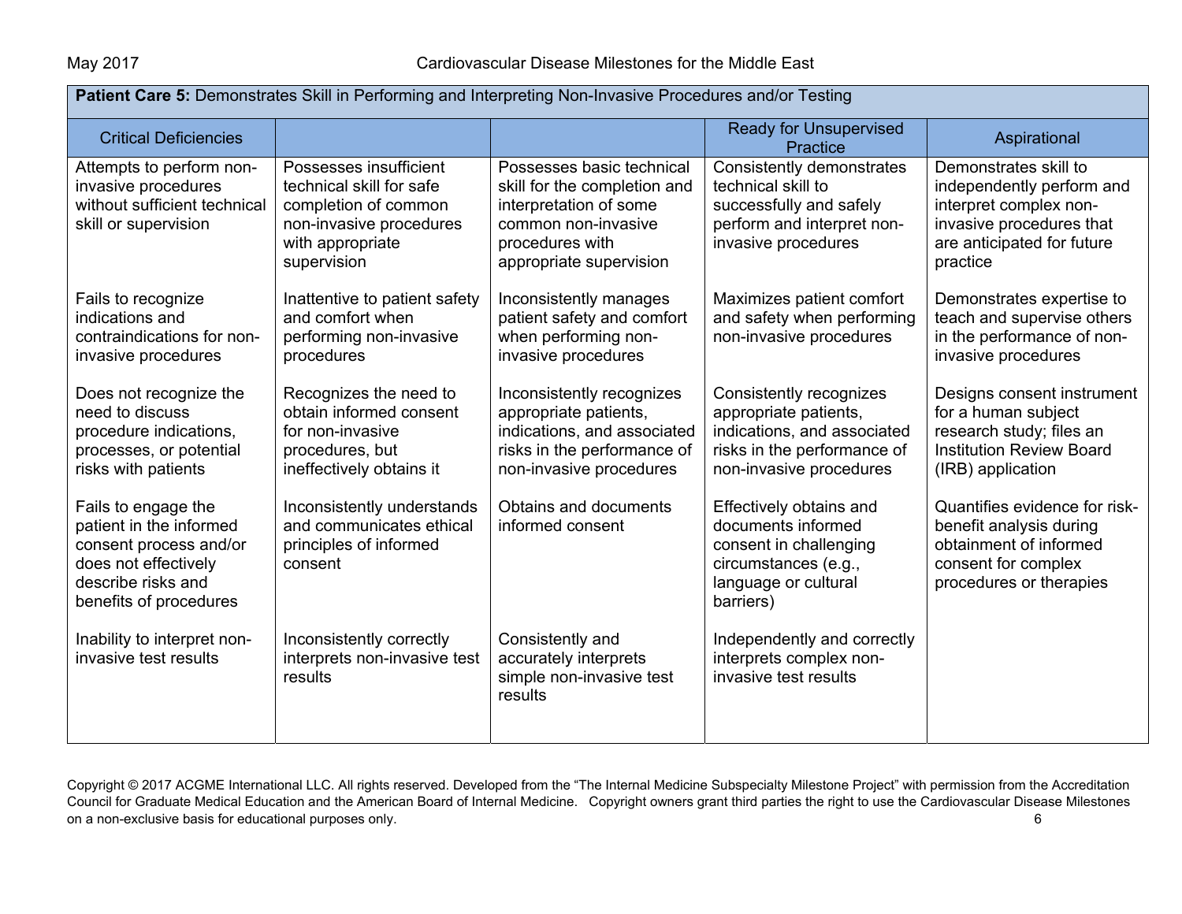**Patient Care 5:** Demonstrates Skill in Performing and Interpreting Non-Invasive Procedures and/or Testing

| Critical Deficiencies | | | Ready for Unsupervised Practice | Aspirational |
|---|---|---|---|---|
| Attempts to perform non-invasive procedures without sufficient technical skill or supervision | Possesses insufficient technical skill for safe completion of common non-invasive procedures with appropriate supervision | Possesses basic technical skill for the completion and interpretation of some common non-invasive procedures with appropriate supervision | Consistently demonstrates technical skill to successfully and safely perform and interpret non-invasive procedures | Demonstrates skill to independently perform and interpret complex non-invasive procedures that are anticipated for future practice |
| Fails to recognize indications and contraindications for non-invasive procedures | Inattentive to patient safety and comfort when performing non-invasive procedures | Inconsistently manages patient safety and comfort when performing non-invasive procedures | Maximizes patient comfort and safety when performing non-invasive procedures | Demonstrates expertise to teach and supervise others in the performance of non-invasive procedures |
| Does not recognize the need to discuss procedure indications, processes, or potential risks with patients | Recognizes the need to obtain informed consent for non-invasive procedures, but ineffectively obtains it | Inconsistently recognizes appropriate patients, indications, and associated risks in the performance of non-invasive procedures | Consistently recognizes appropriate patients, indications, and associated risks in the performance of non-invasive procedures | Designs consent instrument for a human subject research study; files an Institution Review Board (IRB) application |
| Fails to engage the patient in the informed consent process and/or does not effectively describe risks and benefits of procedures | Inconsistently understands and communicates ethical principles of informed consent | Obtains and documents informed consent | Effectively obtains and documents informed consent in challenging circumstances (e.g., language or cultural barriers) | Quantifies evidence for risk-benefit analysis during obtainment of informed consent for complex procedures or therapies |
| Inability to interpret non-invasive test results | Inconsistently correctly interprets non-invasive test results | Consistently and accurately interprets simple non-invasive test results | Independently and correctly interprets complex non-invasive test results | |

Copyright © 2017 ACGME International LLC. All rights reserved. Developed from the "The Internal Medicine Subspecialty Milestone Project" with permission from the Accreditation Council for Graduate Medical Education and the American Board of Internal Medicine. Copyright owners grant third parties the right to use the Cardiovascular Disease Milestones on a non-exclusive basis for educational purposes only.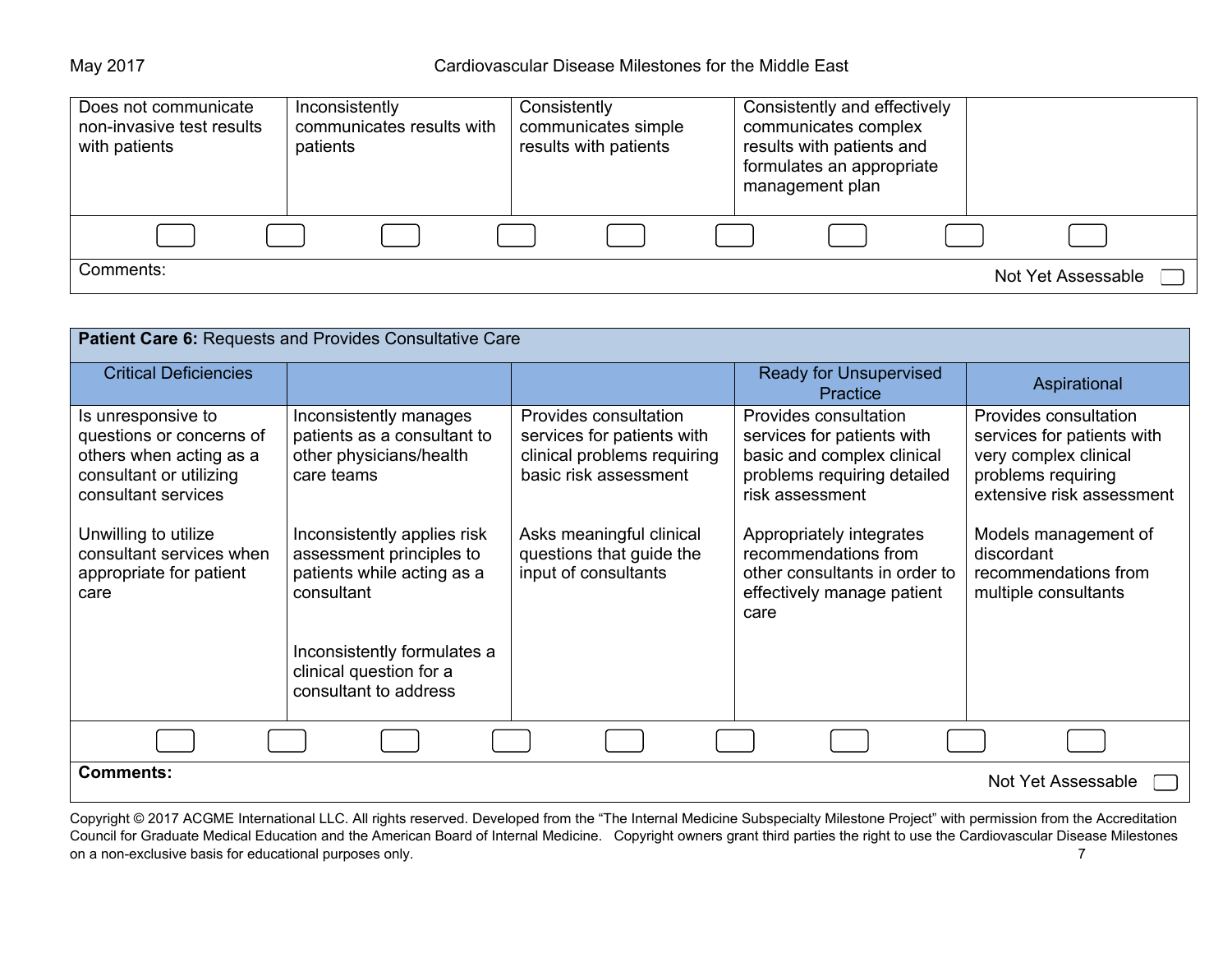| Does not communicate non-invasive test results with patients | Inconsistently communicates results with patients | Consistently communicates simple results with patients | Consistently and effectively communicates complex results with patients and formulates an appropriate management plan | |
|---|---|---|---|---|

Comments: Not Yet Assessable

| **Patient Care 6:** Requests and Provides Consultative Care | | | | |
|---|---|---|---|---|
| Critical Deficiencies | | | Ready for Unsupervised Practice | Aspirational |
| Is unresponsive to questions or concerns of others when acting as a consultant or utilizing consultant services<br><br>Unwilling to utilize consultant services when appropriate for patient care | Inconsistently manages patients as a consultant to other physicians/health care teams<br><br>Inconsistently applies risk assessment principles to patients while acting as a consultant<br><br>Inconsistently formulates a clinical question for a consultant to address | Provides consultation services for patients with clinical problems requiring basic risk assessment<br><br>Asks meaningful clinical questions that guide the input of consultants | Provides consultation services for patients with basic and complex clinical problems requiring detailed risk assessment<br><br>Appropriately integrates recommendations from other consultants in order to effectively manage patient care | Provides consultation services for patients with very complex clinical problems requiring extensive risk assessment<br><br>Models management of discordant recommendations from multiple consultants |

**Comments:** Not Yet Assessable

Copyright © 2017 ACGME International LLC. All rights reserved. Developed from the “The Internal Medicine Subspecialty Milestone Project” with permission from the Accreditation Council for Graduate Medical Education and the American Board of Internal Medicine. Copyright owners grant third parties the right to use the Cardiovascular Disease Milestones on a non-exclusive basis for educational purposes only.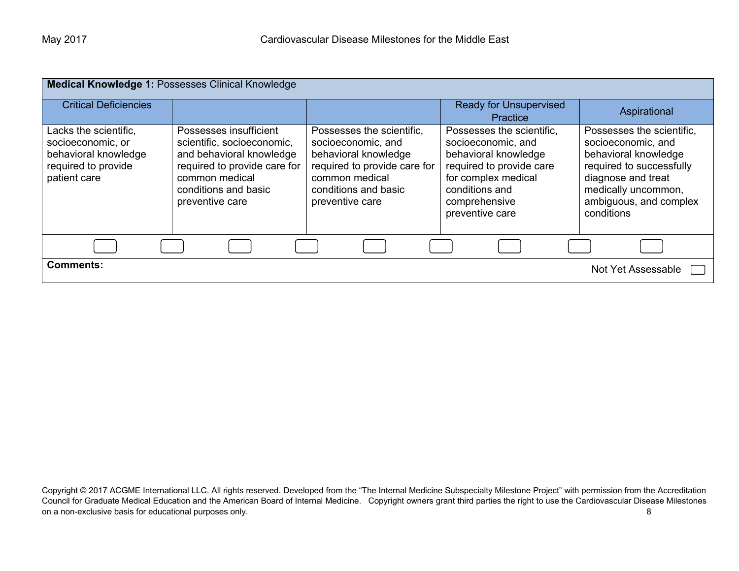| **Medical Knowledge 1:** Possesses Clinical Knowledge | | | | |
|---|---|---|---|---|
| Critical Deficiencies | | | Ready for Unsupervised Practice | Aspirational |
| Lacks the scientific, socioeconomic, or behavioral knowledge required to provide patient care | Possesses insufficient scientific, socioeconomic, and behavioral knowledge required to provide care for common medical conditions and basic preventive care | Possesses the scientific, socioeconomic, and behavioral knowledge required to provide care for common medical conditions and basic preventive care | Possesses the scientific, socioeconomic, and behavioral knowledge required to provide care for complex medical conditions and comprehensive preventive care | Possesses the scientific, socioeconomic, and behavioral knowledge required to successfully diagnose and treat medically uncommon, ambiguous, and complex conditions |

**Comments:**

Not Yet Assessable

Copyright © 2017 ACGME International LLC. All rights reserved. Developed from the "The Internal Medicine Subspecialty Milestone Project" with permission from the Accreditation Council for Graduate Medical Education and the American Board of Internal Medicine. Copyright owners grant third parties the right to use the Cardiovascular Disease Milestones on a non-exclusive basis for educational purposes only.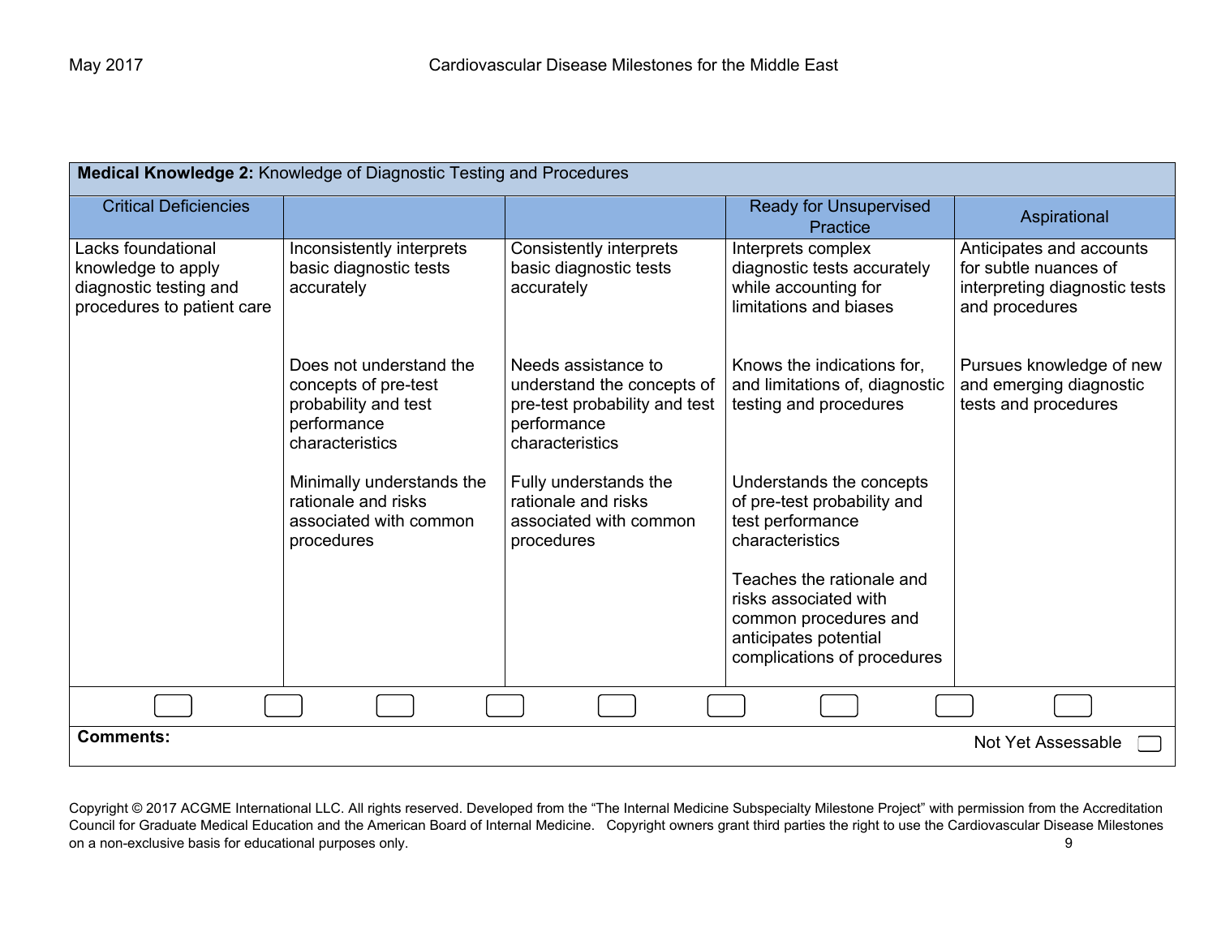| **Medical Knowledge 2:** Knowledge of Diagnostic Testing and Procedures | | | | |
|---|---|---|---|---|
| Critical Deficiencies | | | Ready for Unsupervised Practice | Aspirational |
| Lacks foundational knowledge to apply diagnostic testing and procedures to patient care | Inconsistently interprets basic diagnostic tests accurately<br><br>Does not understand the concepts of pre-test probability and test performance characteristics<br><br>Minimally understands the rationale and risks associated with common procedures | Consistently interprets basic diagnostic tests accurately<br><br>Needs assistance to understand the concepts of pre-test probability and test performance characteristics<br><br>Fully understands the rationale and risks associated with common procedures | Interprets complex diagnostic tests accurately while accounting for limitations and biases<br><br>Knows the indications for, and limitations of, diagnostic testing and procedures<br><br>Understands the concepts of pre-test probability and test performance characteristics<br><br>Teaches the rationale and risks associated with common procedures and anticipates potential complications of procedures | Anticipates and accounts for subtle nuances of interpreting diagnostic tests and procedures<br><br>Pursues knowledge of new and emerging diagnostic tests and procedures |

**Comments:**

Not Yet Assessable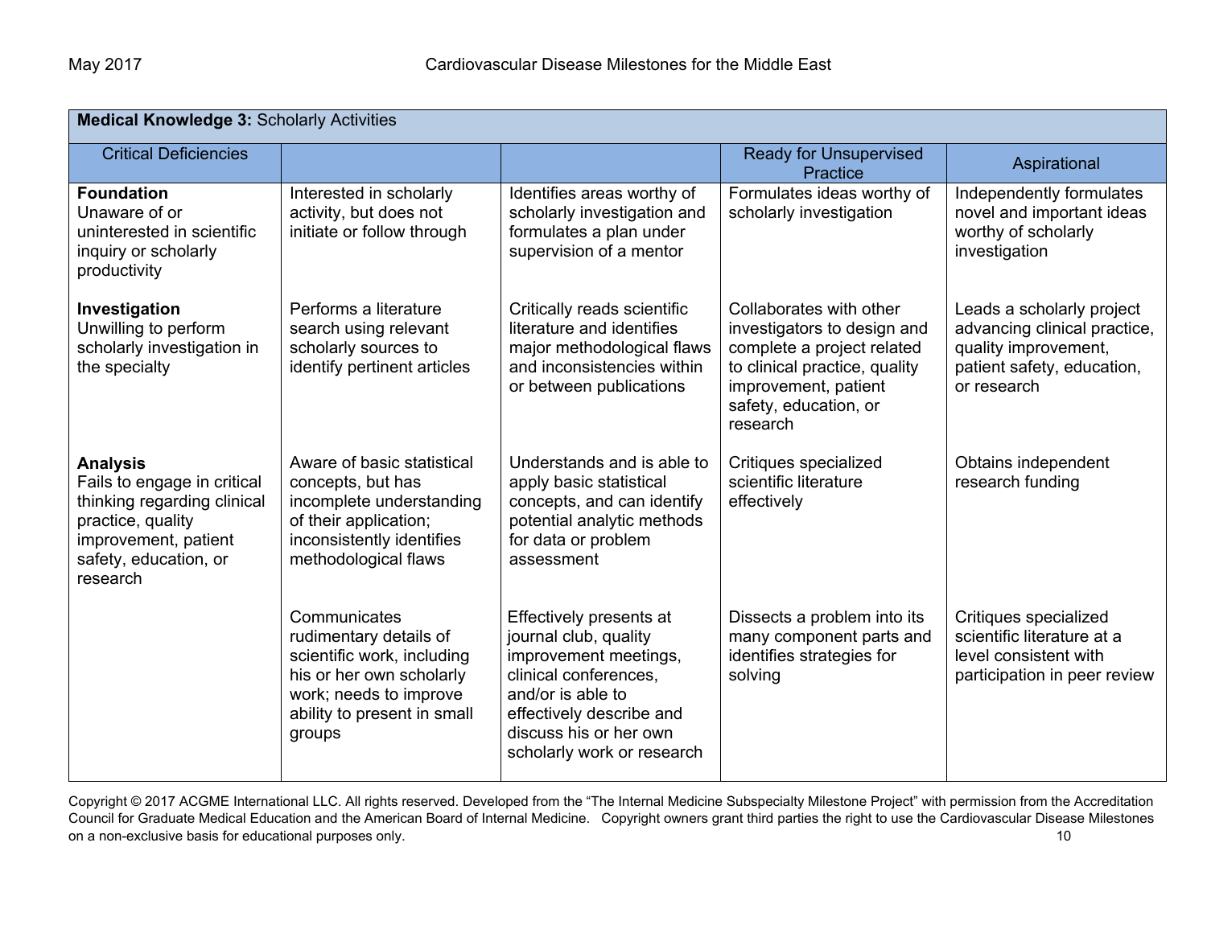| **Medical Knowledge 3:** Scholarly Activities | | | | |
|---|---|---|---|---|
| Critical Deficiencies | | | Ready for Unsupervised Practice | Aspirational |
| **Foundation**<br>Unaware of or uninterested in scientific inquiry or scholarly productivity | Interested in scholarly activity, but does not initiate or follow through | Identifies areas worthy of scholarly investigation and formulates a plan under supervision of a mentor | Formulates ideas worthy of scholarly investigation | Independently formulates novel and important ideas worthy of scholarly investigation |
| **Investigation**<br>Unwilling to perform scholarly investigation in the specialty | Performs a literature search using relevant scholarly sources to identify pertinent articles | Critically reads scientific literature and identifies major methodological flaws and inconsistencies within or between publications | Collaborates with other investigators to design and complete a project related to clinical practice, quality improvement, patient safety, education, or research | Leads a scholarly project advancing clinical practice, quality improvement, patient safety, education, or research |
| **Analysis**<br>Fails to engage in critical thinking regarding clinical practice, quality improvement, patient safety, education, or research | Aware of basic statistical concepts, but has incomplete understanding of their application; inconsistently identifies methodological flaws | Understands and is able to apply basic statistical concepts, and can identify potential analytic methods for data or problem assessment | Critiques specialized scientific literature effectively | Obtains independent research funding |
| | Communicates rudimentary details of scientific work, including his or her own scholarly work; needs to improve ability to present in small groups | Effectively presents at journal club, quality improvement meetings, clinical conferences, and/or is able to effectively describe and discuss his or her own scholarly work or research | Dissects a problem into its many component parts and identifies strategies for solving | Critiques specialized scientific literature at a level consistent with participation in peer review |

Copyright © 2017 ACGME International LLC. All rights reserved. Developed from the "The Internal Medicine Subspecialty Milestone Project" with permission from the Accreditation Council for Graduate Medical Education and the American Board of Internal Medicine. Copyright owners grant third parties the right to use the Cardiovascular Disease Milestones on a non-exclusive basis for educational purposes only.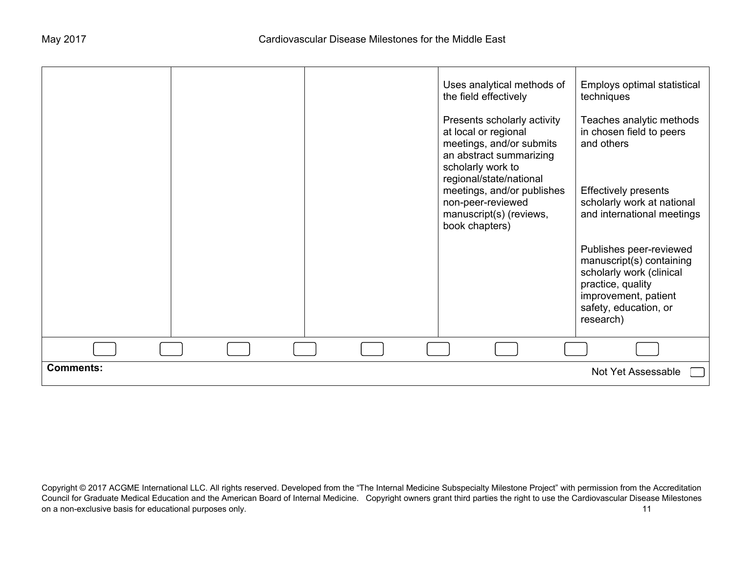| | | | | |
|---|---|---|---|---|
| | | | Uses analytical methods of the field effectively<br><br>Presents scholarly activity at local or regional meetings, and/or submits an abstract summarizing scholarly work to regional/state/national meetings, and/or publishes non-peer-reviewed manuscript(s) (reviews, book chapters) | Employs optimal statistical techniques<br><br>Teaches analytic methods in chosen field to peers and others<br><br>Effectively presents scholarly work at national and international meetings<br><br>Publishes peer-reviewed manuscript(s) containing scholarly work (clinical practice, quality improvement, patient safety, education, or research) |

**Comments:**

Not Yet Assessable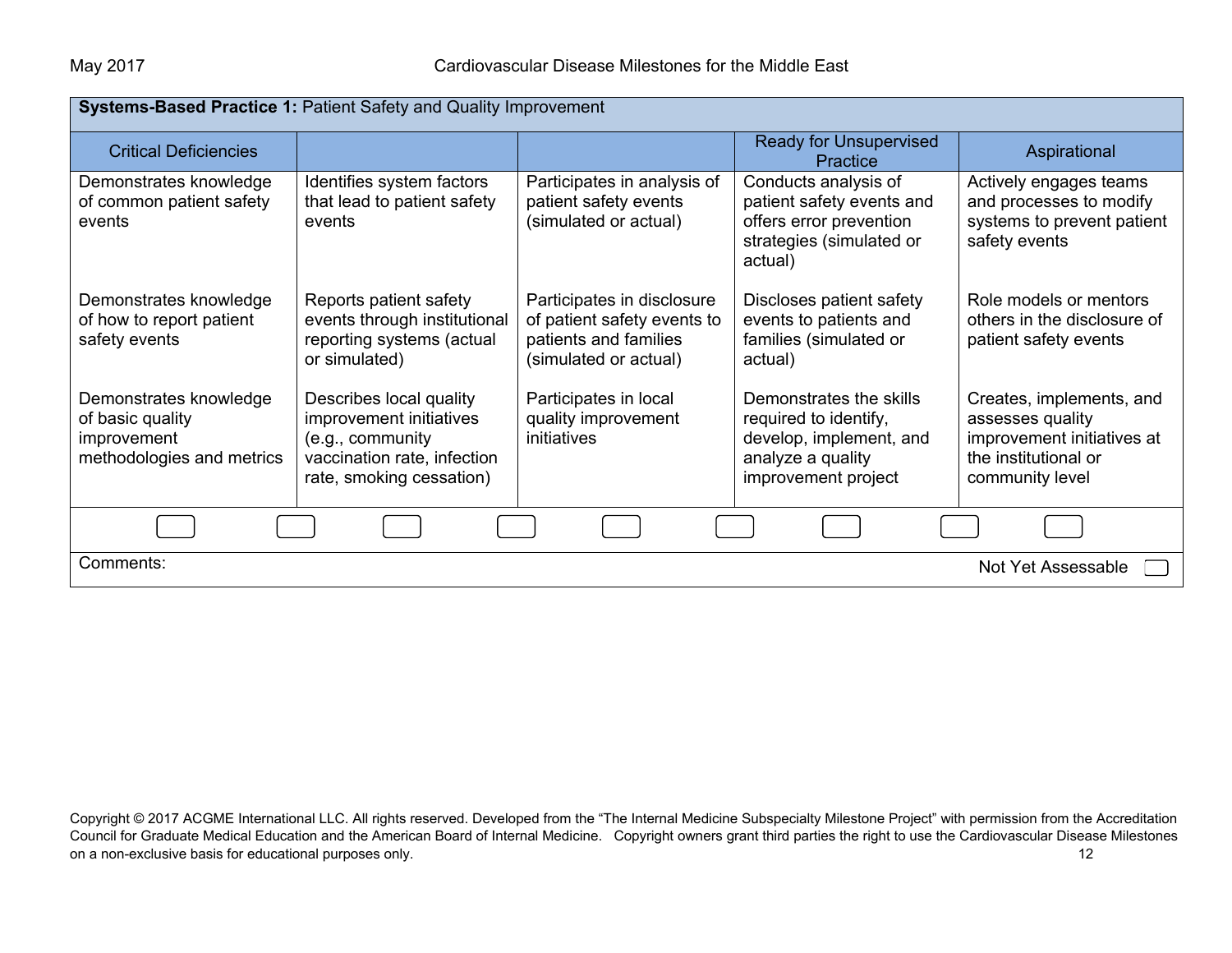| **Systems-Based Practice 1:** Patient Safety and Quality Improvement | | | | |
|---|---|---|---|---|
| Critical Deficiencies | | | Ready for Unsupervised Practice | Aspirational |
| Demonstrates knowledge of common patient safety events | Identifies system factors that lead to patient safety events | Participates in analysis of patient safety events (simulated or actual) | Conducts analysis of patient safety events and offers error prevention strategies (simulated or actual) | Actively engages teams and processes to modify systems to prevent patient safety events |
| Demonstrates knowledge of how to report patient safety events | Reports patient safety events through institutional reporting systems (actual or simulated) | Participates in disclosure of patient safety events to patients and families (simulated or actual) | Discloses patient safety events to patients and families (simulated or actual) | Role models or mentors others in the disclosure of patient safety events |
| Demonstrates knowledge of basic quality improvement methodologies and metrics | Describes local quality improvement initiatives (e.g., community vaccination rate, infection rate, smoking cessation) | Participates in local quality improvement initiatives | Demonstrates the skills required to identify, develop, implement, and analyze a quality improvement project | Creates, implements, and assesses quality improvement initiatives at the institutional or community level |

Comments: Not Yet Assessable

Copyright © 2017 ACGME International LLC. All rights reserved. Developed from the "The Internal Medicine Subspecialty Milestone Project" with permission from the Accreditation Council for Graduate Medical Education and the American Board of Internal Medicine. Copyright owners grant third parties the right to use the Cardiovascular Disease Milestones on a non-exclusive basis for educational purposes only.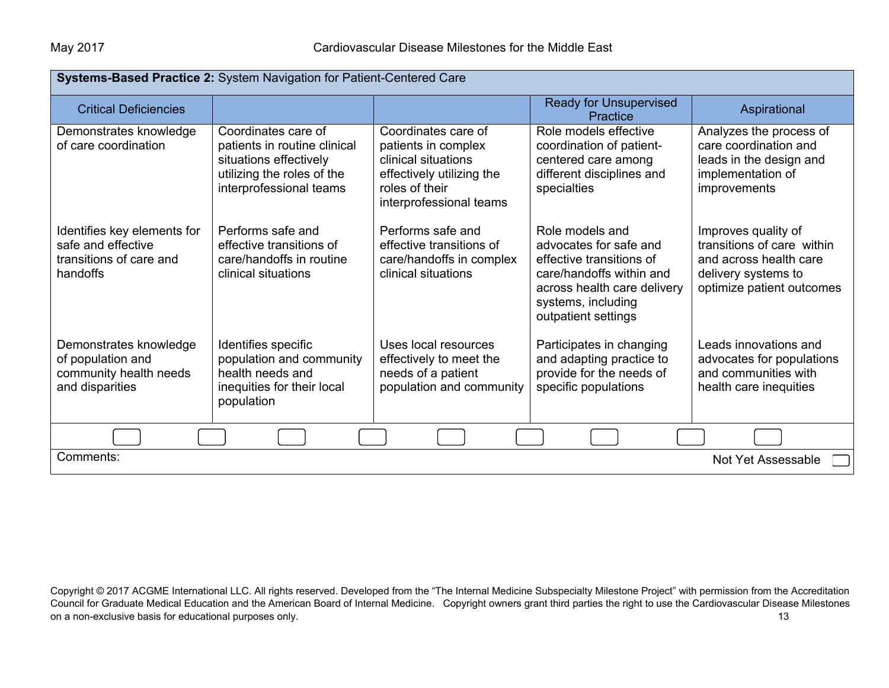| **Systems-Based Practice 2:** System Navigation for Patient-Centered Care | | | | |
|---|---|---|---|---|
| Critical Deficiencies | | | Ready for Unsupervised Practice | Aspirational |
| Demonstrates knowledge of care coordination | Coordinates care of patients in routine clinical situations effectively utilizing the roles of the interprofessional teams | Coordinates care of patients in complex clinical situations effectively utilizing the roles of their interprofessional teams | Role models effective coordination of patient-centered care among different disciplines and specialties | Analyzes the process of care coordination and leads in the design and implementation of improvements |
| Identifies key elements for safe and effective transitions of care and handoffs | Performs safe and effective transitions of care/handoffs in routine clinical situations | Performs safe and effective transitions of care/handoffs in complex clinical situations | Role models and advocates for safe and effective transitions of care/handoffs within and across health care delivery systems, including outpatient settings | Improves quality of transitions of care within and across health care delivery systems to optimize patient outcomes |
| Demonstrates knowledge of population and community health needs and disparities | Identifies specific population and community health needs and inequities for their local population | Uses local resources effectively to meet the needs of a patient population and community | Participates in changing and adapting practice to provide for the needs of specific populations | Leads innovations and advocates for populations and communities with health care inequities |

Comments:

Not Yet Assessable

Copyright © 2017 ACGME International LLC. All rights reserved. Developed from the "The Internal Medicine Subspecialty Milestone Project" with permission from the Accreditation Council for Graduate Medical Education and the American Board of Internal Medicine. Copyright owners grant third parties the right to use the Cardiovascular Disease Milestones on a non-exclusive basis for educational purposes only.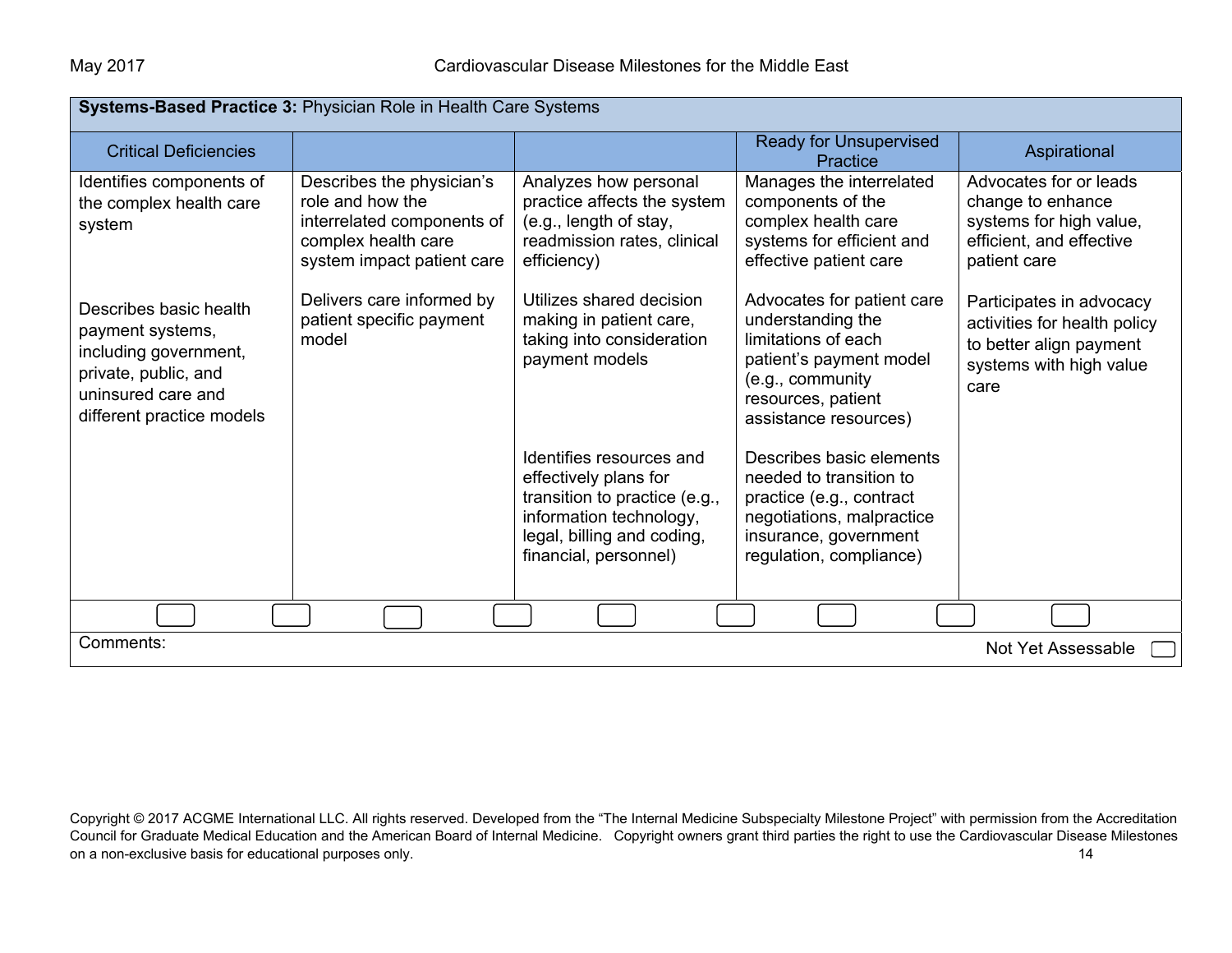| **Systems-Based Practice 3:** Physician Role in Health Care Systems | | | | |
|---|---|---|---|---|
| Critical Deficiencies | | | Ready for Unsupervised Practice | Aspirational |
| Identifies components of the complex health care system | Describes the physician's role and how the interrelated components of complex health care system impact patient care | Analyzes how personal practice affects the system (e.g., length of stay, readmission rates, clinical efficiency) | Manages the interrelated components of the complex health care systems for efficient and effective patient care | Advocates for or leads change to enhance systems for high value, efficient, and effective patient care |
| Describes basic health payment systems, including government, private, public, and uninsured care and different practice models | Delivers care informed by patient specific payment model | Utilizes shared decision making in patient care, taking into consideration payment models | Advocates for patient care understanding the limitations of each patient's payment model (e.g., community resources, patient assistance resources) | Participates in advocacy activities for health policy to better align payment systems with high value care |
| | | Identifies resources and effectively plans for transition to practice (e.g., information technology, legal, billing and coding, financial, personnel) | Describes basic elements needed to transition to practice (e.g., contract negotiations, malpractice insurance, government regulation, compliance) | |

Comments:

Not Yet Assessable

Copyright © 2017 ACGME International LLC. All rights reserved. Developed from the "The Internal Medicine Subspecialty Milestone Project" with permission from the Accreditation Council for Graduate Medical Education and the American Board of Internal Medicine. Copyright owners grant third parties the right to use the Cardiovascular Disease Milestones on a non-exclusive basis for educational purposes only.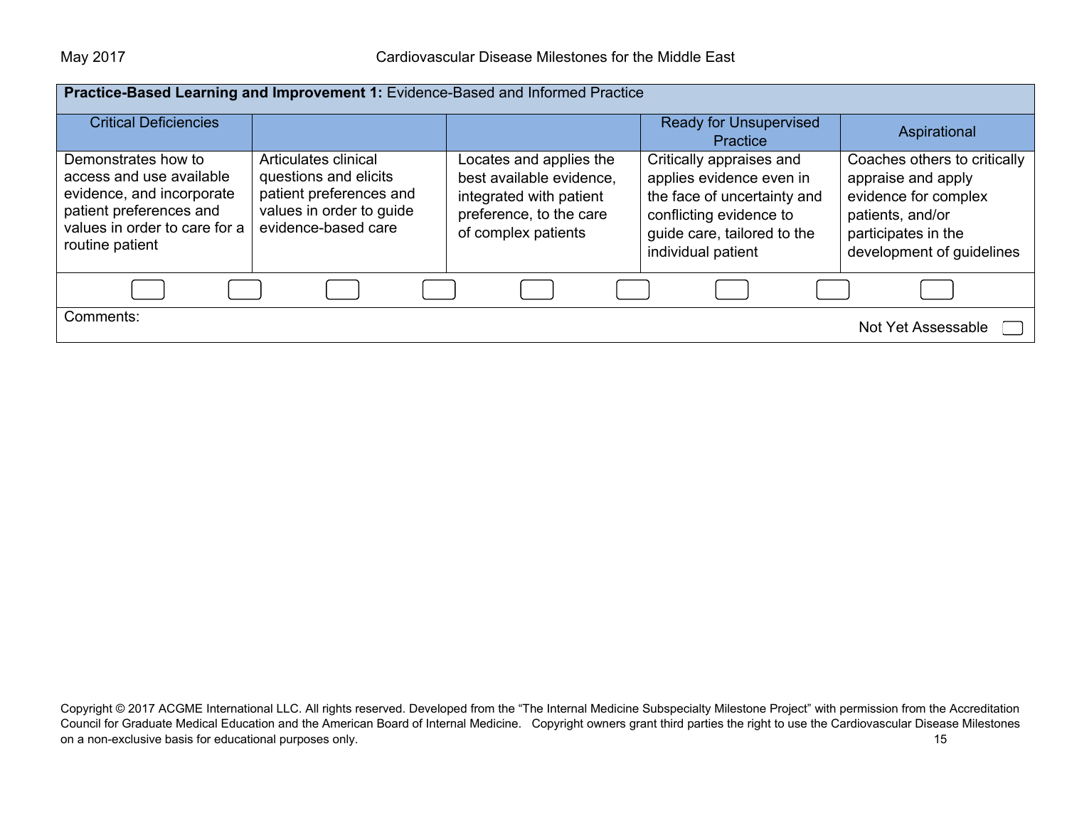| **Practice-Based Learning and Improvement 1:** Evidence-Based and Informed Practice | | | | |
|---|---|---|---|---|
| Critical Deficiencies | | | Ready for Unsupervised Practice | Aspirational |
| Demonstrates how to access and use available evidence, and incorporate patient preferences and values in order to care for a routine patient | Articulates clinical questions and elicits patient preferences and values in order to guide evidence-based care | Locates and applies the best available evidence, integrated with patient preference, to the care of complex patients | Critically appraises and applies evidence even in the face of uncertainty and conflicting evidence to guide care, tailored to the individual patient | Coaches others to critically appraise and apply evidence for complex patients, and/or participates in the development of guidelines |

Comments:

Not Yet Assessable

Copyright © 2017 ACGME International LLC. All rights reserved. Developed from the "The Internal Medicine Subspecialty Milestone Project" with permission from the Accreditation Council for Graduate Medical Education and the American Board of Internal Medicine. Copyright owners grant third parties the right to use the Cardiovascular Disease Milestones on a non-exclusive basis for educational purposes only.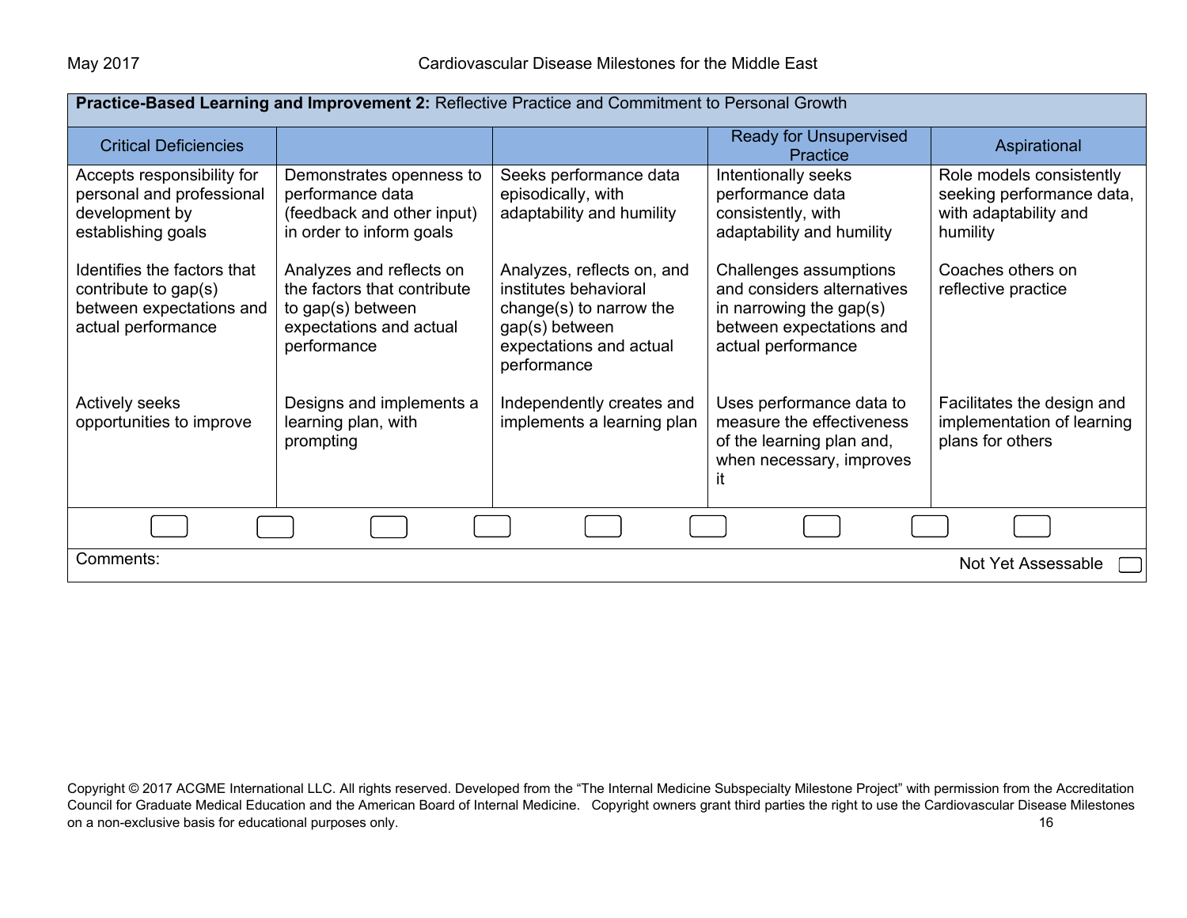**Practice-Based Learning and Improvement 2:** Reflective Practice and Commitment to Personal Growth

| Critical Deficiencies | | | Ready for Unsupervised Practice | Aspirational |
|---|---|---|---|---|
| Accepts responsibility for personal and professional development by establishing goals | Demonstrates openness to performance data (feedback and other input) in order to inform goals | Seeks performance data episodically, with adaptability and humility | Intentionally seeks performance data consistently, with adaptability and humility | Role models consistently seeking performance data, with adaptability and humility |
| Identifies the factors that contribute to gap(s) between expectations and actual performance | Analyzes and reflects on the factors that contribute to gap(s) between expectations and actual performance | Analyzes, reflects on, and institutes behavioral change(s) to narrow the gap(s) between expectations and actual performance | Challenges assumptions and considers alternatives in narrowing the gap(s) between expectations and actual performance | Coaches others on reflective practice |
| Actively seeks opportunities to improve | Designs and implements a learning plan, with prompting | Independently creates and implements a learning plan | Uses performance data to measure the effectiveness of the learning plan and, when necessary, improves it | Facilitates the design and implementation of learning plans for others |

Comments:

Not Yet Assessable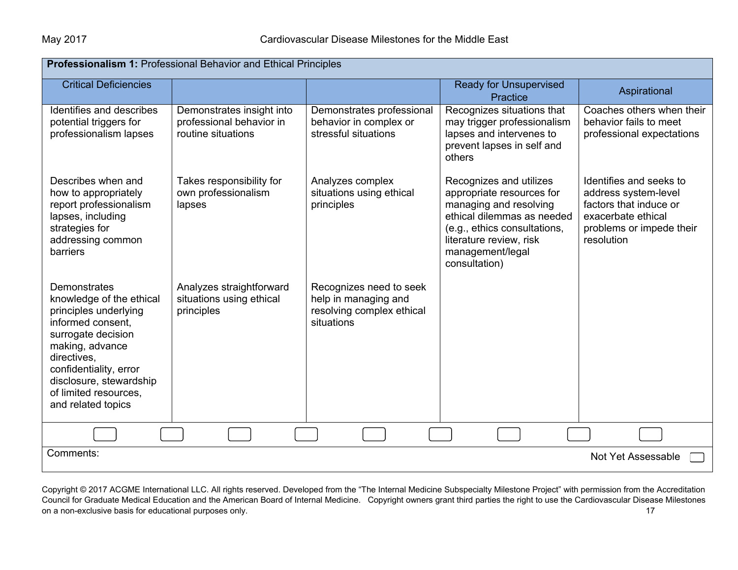| **Professionalism 1:** Professional Behavior and Ethical Principles | | | | |
|---|---|---|---|---|
| Critical Deficiencies | | | Ready for Unsupervised Practice | Aspirational |
| Identifies and describes potential triggers for professionalism lapses | Demonstrates insight into professional behavior in routine situations | Demonstrates professional behavior in complex or stressful situations | Recognizes situations that may trigger professionalism lapses and intervenes to prevent lapses in self and others | Coaches others when their behavior fails to meet professional expectations |
| Describes when and how to appropriately report professionalism lapses, including strategies for addressing common barriers | Takes responsibility for own professionalism lapses | Analyzes complex situations using ethical principles | Recognizes and utilizes appropriate resources for managing and resolving ethical dilemmas as needed (e.g., ethics consultations, literature review, risk management/legal consultation) | Identifies and seeks to address system-level factors that induce or exacerbate ethical problems or impede their resolution |
| Demonstrates knowledge of the ethical principles underlying informed consent, surrogate decision making, advance directives, confidentiality, error disclosure, stewardship of limited resources, and related topics | Analyzes straightforward situations using ethical principles | Recognizes need to seek help in managing and resolving complex ethical situations | | |

Comments:

Not Yet Assessable

Copyright © 2017 ACGME International LLC. All rights reserved. Developed from the "The Internal Medicine Subspecialty Milestone Project" with permission from the Accreditation Council for Graduate Medical Education and the American Board of Internal Medicine. Copyright owners grant third parties the right to use the Cardiovascular Disease Milestones on a non-exclusive basis for educational purposes only.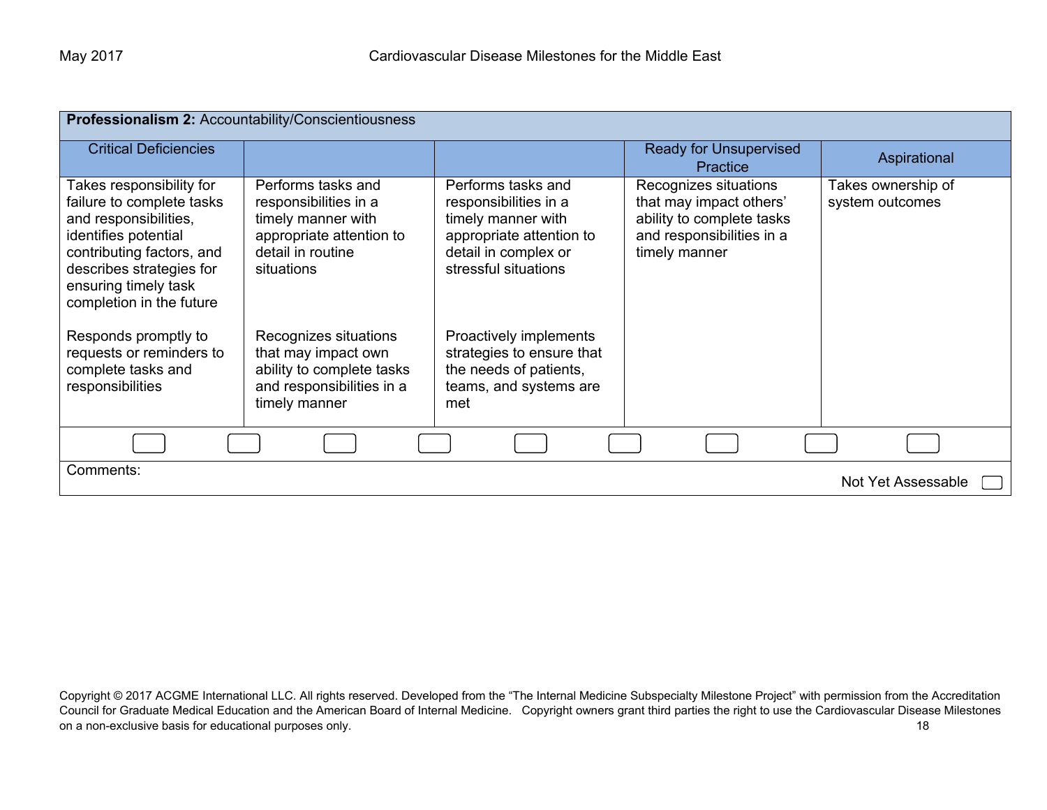**Professionalism 2:** Accountability/Conscientiousness

| Critical Deficiencies | | | Ready for Unsupervised Practice | Aspirational |
|---|---|---|---|---|
| Takes responsibility for failure to complete tasks and responsibilities, identifies potential contributing factors, and describes strategies for ensuring timely task completion in the future<br><br>Responds promptly to requests or reminders to complete tasks and responsibilities | Performs tasks and responsibilities in a timely manner with appropriate attention to detail in routine situations<br><br>Recognizes situations that may impact own ability to complete tasks and responsibilities in a timely manner | Performs tasks and responsibilities in a timely manner with appropriate attention to detail in complex or stressful situations<br><br>Proactively implements strategies to ensure that the needs of patients, teams, and systems are met | Recognizes situations that may impact others' ability to complete tasks and responsibilities in a timely manner | Takes ownership of system outcomes |

Comments:

Not Yet Assessable

Copyright © 2017 ACGME International LLC. All rights reserved. Developed from the "The Internal Medicine Subspecialty Milestone Project" with permission from the Accreditation Council for Graduate Medical Education and the American Board of Internal Medicine. Copyright owners grant third parties the right to use the Cardiovascular Disease Milestones on a non-exclusive basis for educational purposes only.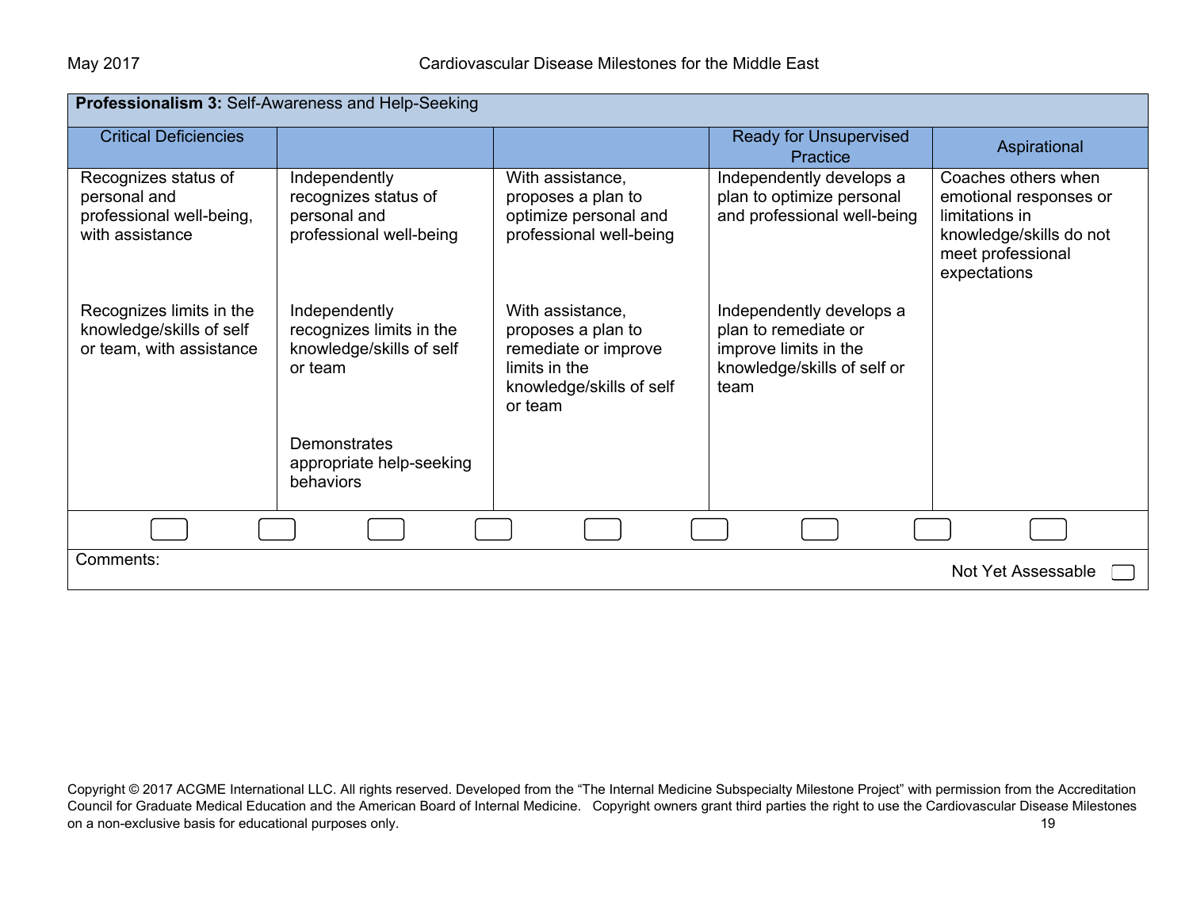| **Professionalism 3:** Self-Awareness and Help-Seeking | | | | |
|---|---|---|---|---|
| Critical Deficiencies | | | Ready for Unsupervised Practice | Aspirational |
| Recognizes status of personal and professional well-being, with assistance | Independently recognizes status of personal and professional well-being | With assistance, proposes a plan to optimize personal and professional well-being | Independently develops a plan to optimize personal and professional well-being | Coaches others when emotional responses or limitations in knowledge/skills do not meet professional expectations |
| Recognizes limits in the knowledge/skills of self or team, with assistance | Independently recognizes limits in the knowledge/skills of self or team | With assistance, proposes a plan to remediate or improve limits in the knowledge/skills of self or team | Independently develops a plan to remediate or improve limits in the knowledge/skills of self or team | |
| | Demonstrates appropriate help-seeking behaviors | | | |

Comments:

Not Yet Assessable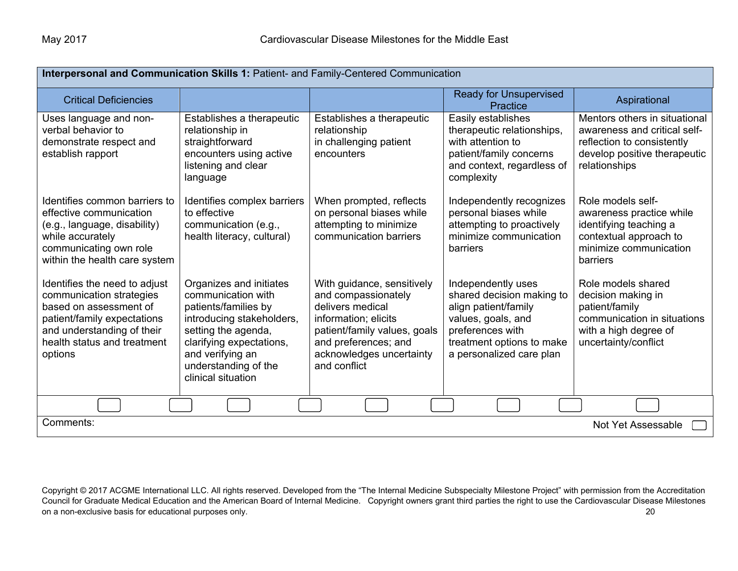| **Interpersonal and Communication Skills 1:** Patient- and Family-Centered Communication | | | | |
|---|---|---|---|---|
| Critical Deficiencies | | | Ready for Unsupervised Practice | Aspirational |
| Uses language and non-verbal behavior to demonstrate respect and establish rapport<br><br>Identifies common barriers to effective communication (e.g., language, disability) while accurately communicating own role within the health care system<br><br>Identifies the need to adjust communication strategies based on assessment of patient/family expectations and understanding of their health status and treatment options | Establishes a therapeutic relationship in straightforward encounters using active listening and clear language<br><br>Identifies complex barriers to effective communication (e.g., health literacy, cultural)<br><br>Organizes and initiates communication with patients/families by introducing stakeholders, setting the agenda, clarifying expectations, and verifying an understanding of the clinical situation | Establishes a therapeutic relationship in challenging patient encounters<br><br>When prompted, reflects on personal biases while attempting to minimize communication barriers<br><br>With guidance, sensitively and compassionately delivers medical information; elicits patient/family values, goals and preferences; and acknowledges uncertainty and conflict | Easily establishes therapeutic relationships, with attention to patient/family concerns and context, regardless of complexity<br><br>Independently recognizes personal biases while attempting to proactively minimize communication barriers<br><br>Independently uses shared decision making to align patient/family values, goals, and preferences with treatment options to make a personalized care plan | Mentors others in situational awareness and critical self-reflection to consistently develop positive therapeutic relationships<br><br>Role models self-awareness practice while identifying teaching a contextual approach to minimize communication barriers<br><br>Role models shared decision making in patient/family communication in situations with a high degree of uncertainty/conflict |

Comments:

Not Yet Assessable

Copyright © 2017 ACGME International LLC. All rights reserved. Developed from the "The Internal Medicine Subspecialty Milestone Project" with permission from the Accreditation Council for Graduate Medical Education and the American Board of Internal Medicine. Copyright owners grant third parties the right to use the Cardiovascular Disease Milestones on a non-exclusive basis for educational purposes only.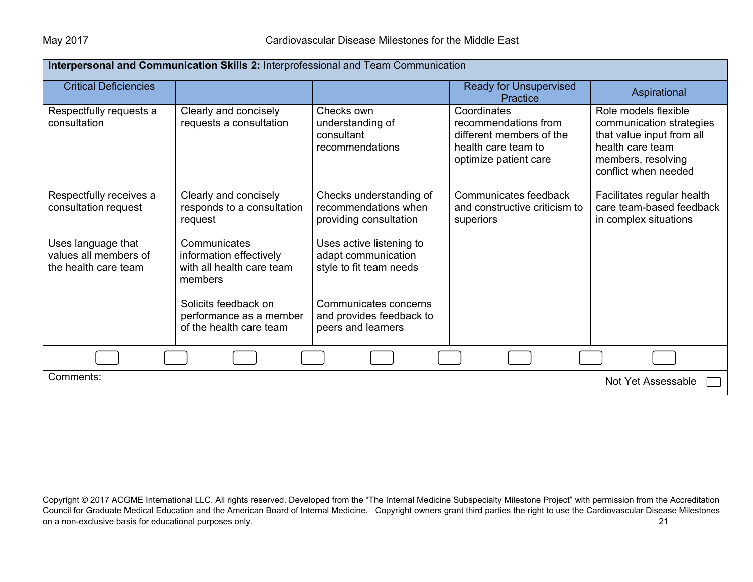| **Interpersonal and Communication Skills 2:** Interprofessional and Team Communication | | | | |
|---|---|---|---|---|
| Critical Deficiencies | | | Ready for Unsupervised Practice | Aspirational |
| Respectfully requests a consultation | Clearly and concisely requests a consultation | Checks own understanding of consultant recommendations | Coordinates recommendations from different members of the health care team to optimize patient care | Role models flexible communication strategies that value input from all health care team members, resolving conflict when needed |
| Respectfully receives a consultation request | Clearly and concisely responds to a consultation request | Checks understanding of recommendations when providing consultation | Communicates feedback and constructive criticism to superiors | Facilitates regular health care team-based feedback in complex situations |
| Uses language that values all members of the health care team | Communicates information effectively with all health care team members | Uses active listening to adapt communication style to fit team needs | | |
| | Solicits feedback on performance as a member of the health care team | Communicates concerns and provides feedback to peers and learners | | |

Comments:

Not Yet Assessable

Copyright © 2017 ACGME International LLC. All rights reserved. Developed from the "The Internal Medicine Subspecialty Milestone Project" with permission from the Accreditation Council for Graduate Medical Education and the American Board of Internal Medicine. Copyright owners grant third parties the right to use the Cardiovascular Disease Milestones on a non-exclusive basis for educational purposes only.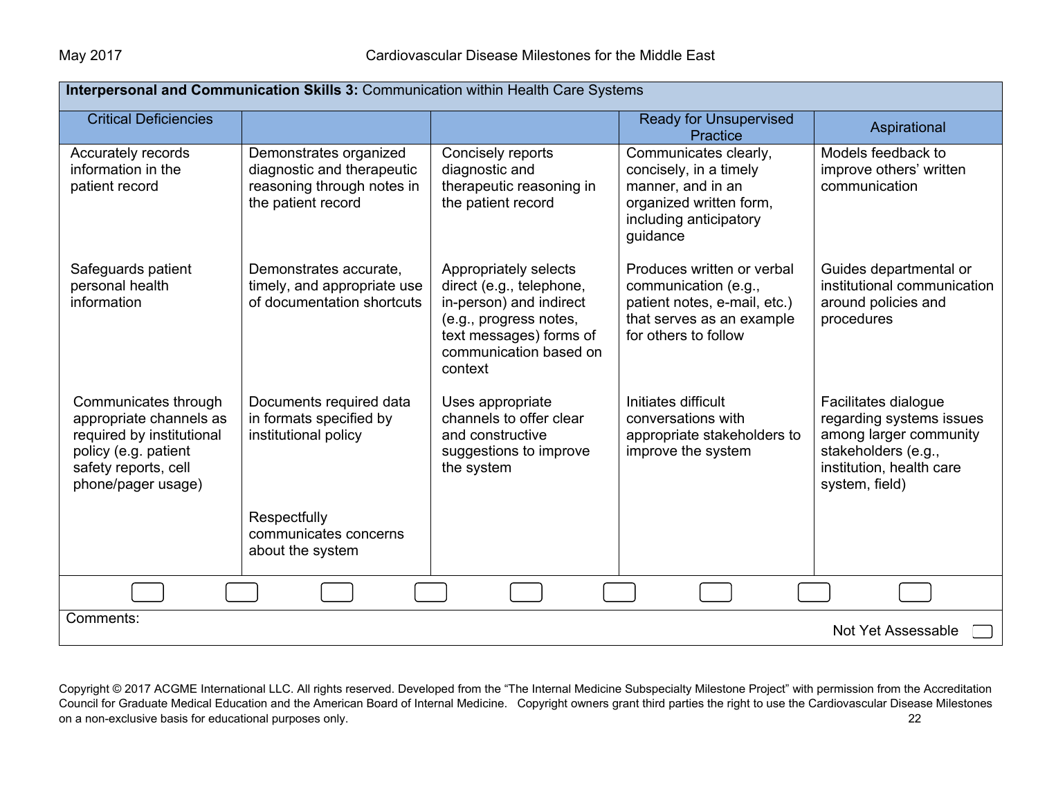| **Interpersonal and Communication Skills 3:** Communication within Health Care Systems | | | | |
|---|---|---|---|---|
| Critical Deficiencies | | | Ready for Unsupervised Practice | Aspirational |
| Accurately records information in the patient record | Demonstrates organized diagnostic and therapeutic reasoning through notes in the patient record | Concisely reports diagnostic and therapeutic reasoning in the patient record | Communicates clearly, concisely, in a timely manner, and in an organized written form, including anticipatory guidance | Models feedback to improve others' written communication |
| Safeguards patient personal health information | Demonstrates accurate, timely, and appropriate use of documentation shortcuts | Appropriately selects direct (e.g., telephone, in-person) and indirect (e.g., progress notes, text messages) forms of communication based on context | Produces written or verbal communication (e.g., patient notes, e-mail, etc.) that serves as an example for others to follow | Guides departmental or institutional communication around policies and procedures |
| Communicates through appropriate channels as required by institutional policy (e.g. patient safety reports, cell phone/pager usage) | Documents required data in formats specified by institutional policy<br><br>Respectfully communicates concerns about the system | Uses appropriate channels to offer clear and constructive suggestions to improve the system | Initiates difficult conversations with appropriate stakeholders to improve the system | Facilitates dialogue regarding systems issues among larger community stakeholders (e.g., institution, health care system, field) |

Comments:

Not Yet Assessable

Copyright © 2017 ACGME International LLC. All rights reserved. Developed from the "The Internal Medicine Subspecialty Milestone Project" with permission from the Accreditation Council for Graduate Medical Education and the American Board of Internal Medicine. Copyright owners grant third parties the right to use the Cardiovascular Disease Milestones on a non-exclusive basis for educational purposes only.